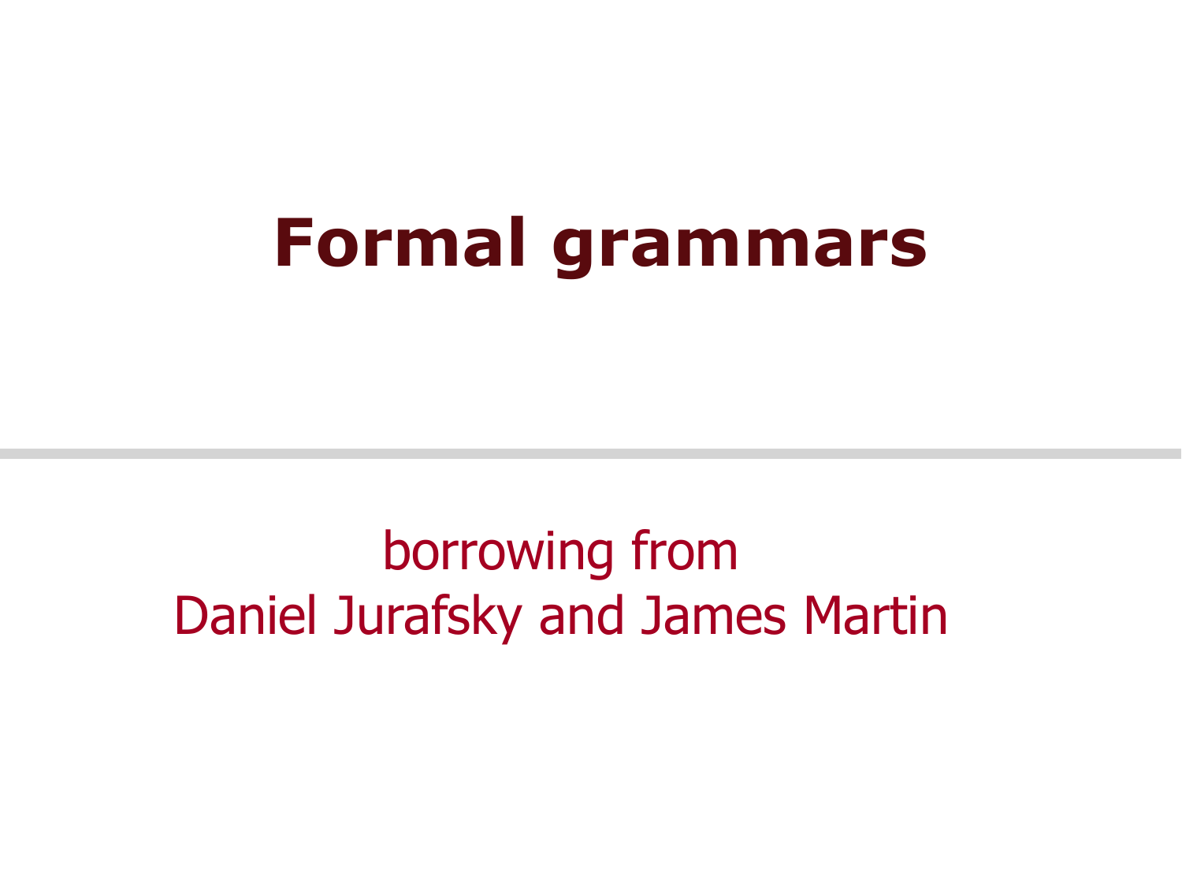# Formal grammars

borrowing from
Daniel Jurafsky and James Martin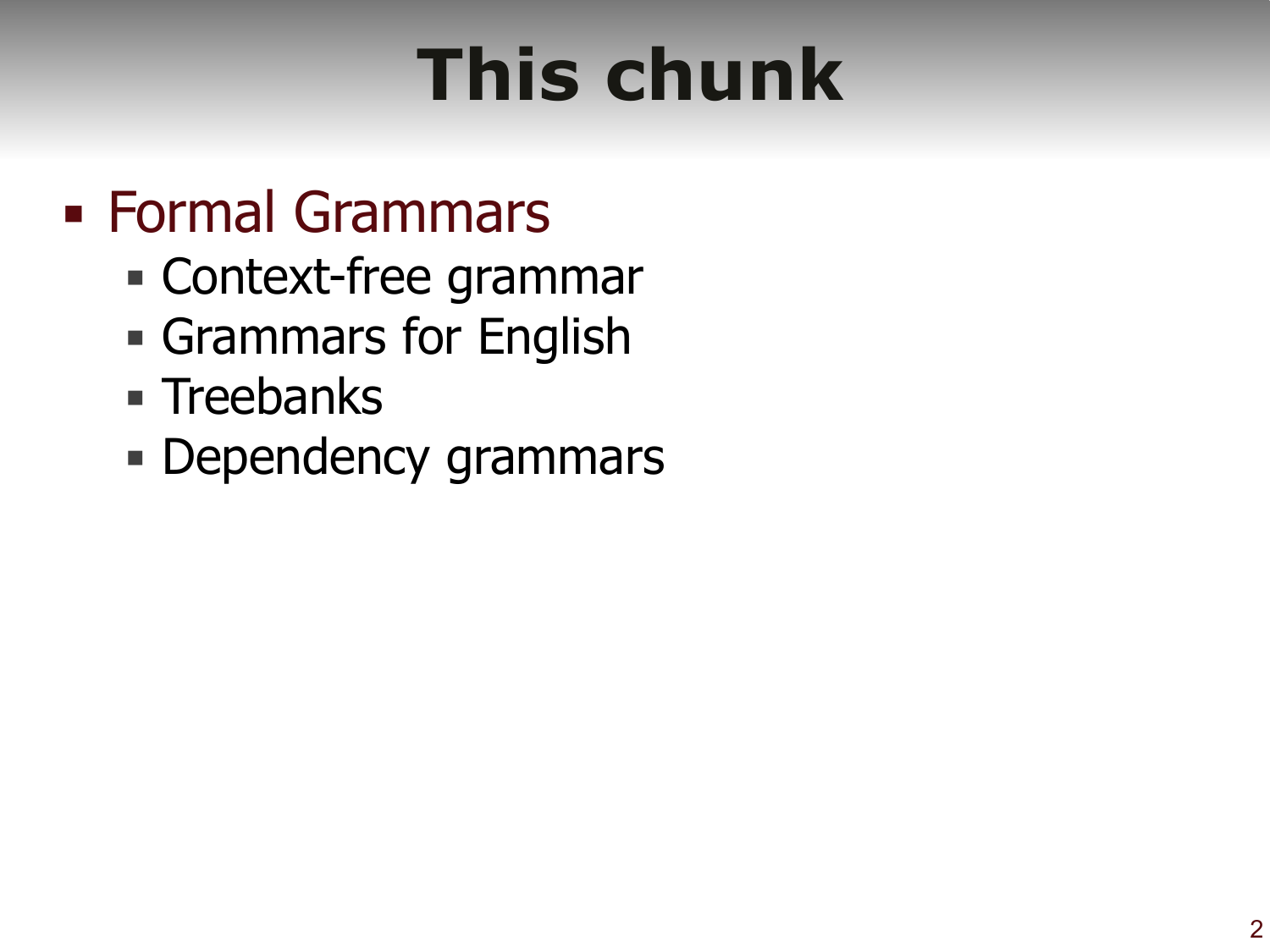# This chunk

- Formal Grammars
  - Context-free grammar
  - Grammars for English
  - Treebanks
  - Dependency grammars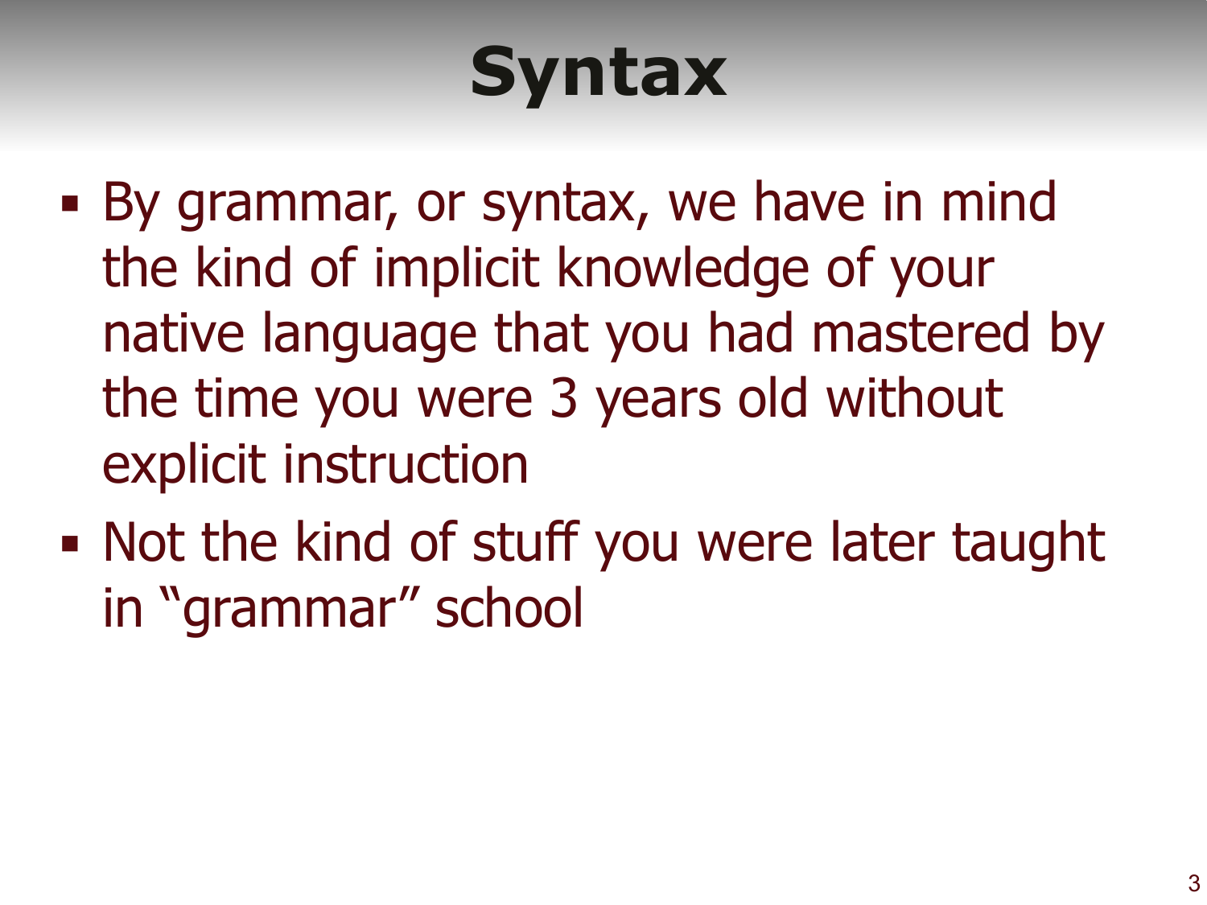# Syntax

- By grammar, or syntax, we have in mind the kind of implicit knowledge of your native language that you had mastered by the time you were 3 years old without explicit instruction
- Not the kind of stuff you were later taught in "grammar" school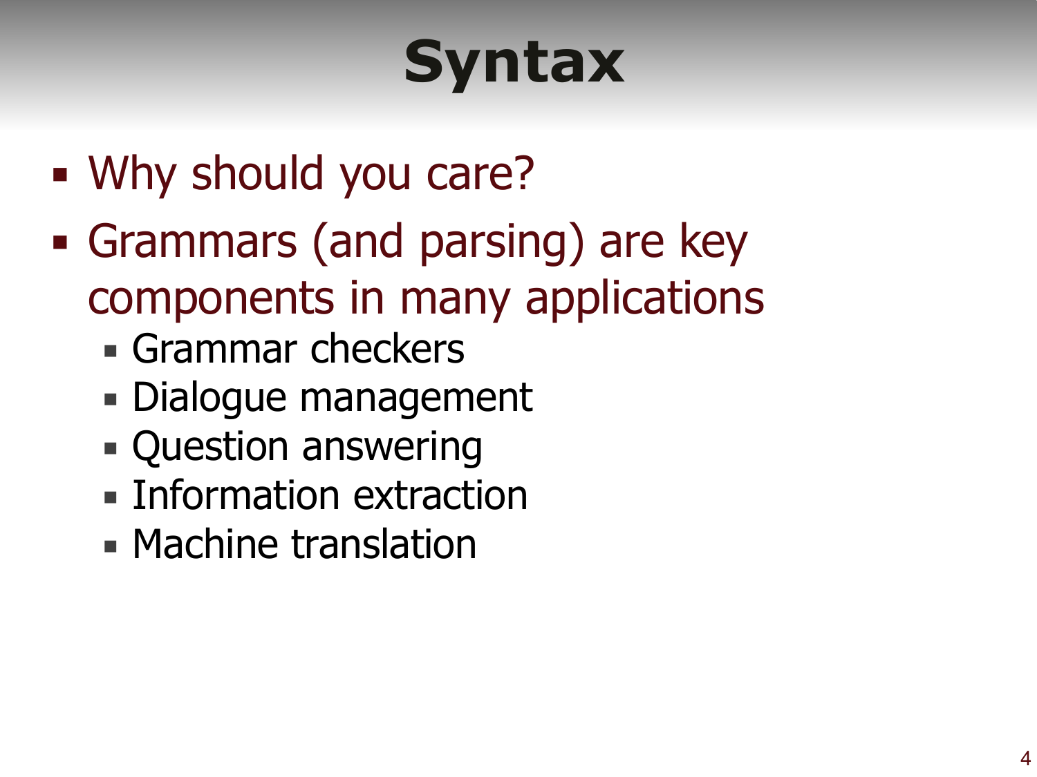# Syntax

- Why should you care?
- Grammars (and parsing) are key components in many applications
  - Grammar checkers
  - Dialogue management
  - Question answering
  - Information extraction
  - Machine translation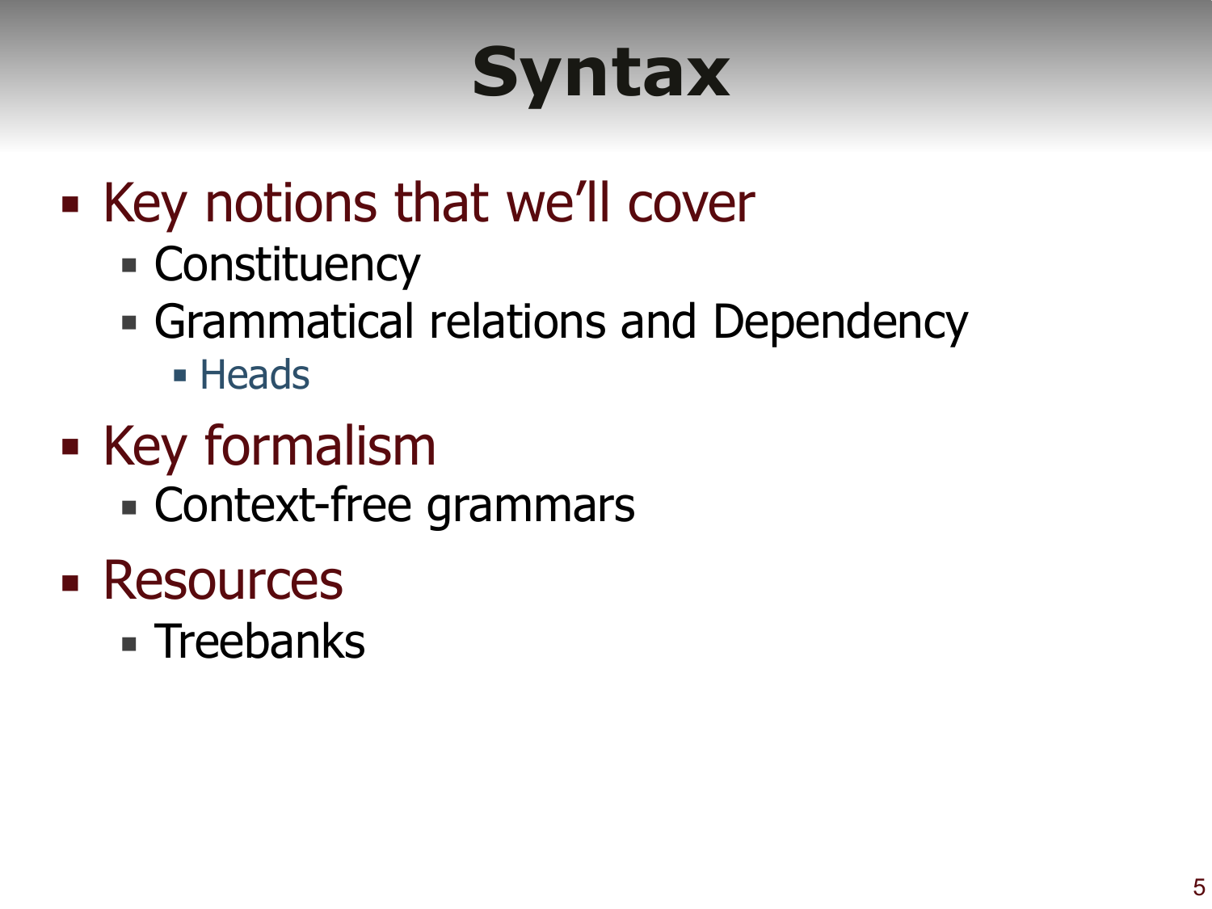# Syntax

- Key notions that we'll cover
  - Constituency
  - Grammatical relations and Dependency
    - Heads
- Key formalism
  - Context-free grammars
- Resources
  - Treebanks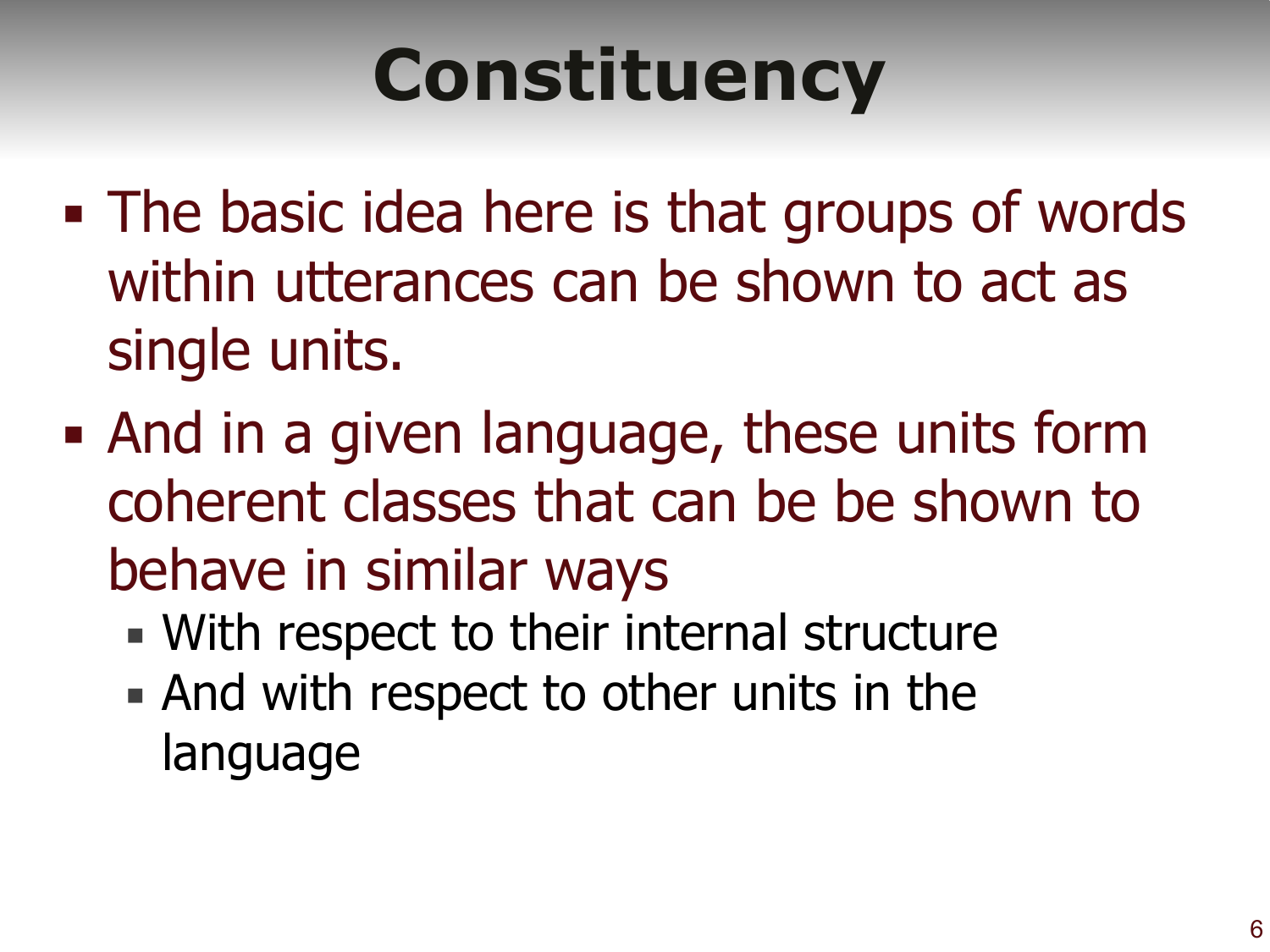# Constituency

- The basic idea here is that groups of words within utterances can be shown to act as single units.
- And in a given language, these units form coherent classes that can be be shown to behave in similar ways
  - With respect to their internal structure
  - And with respect to other units in the language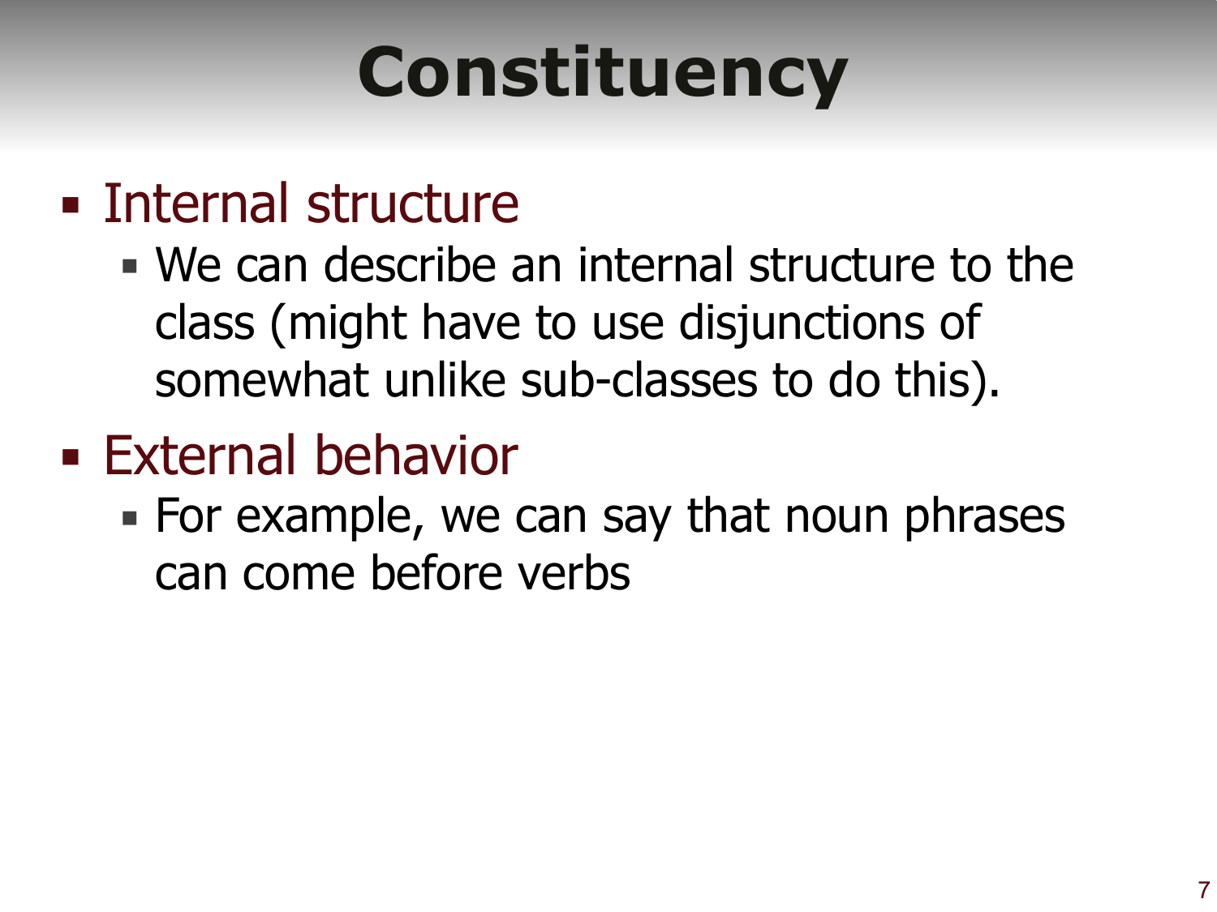# Constituency

- Internal structure
  - We can describe an internal structure to the class (might have to use disjunctions of somewhat unlike sub-classes to do this).
- External behavior
  - For example, we can say that noun phrases can come before verbs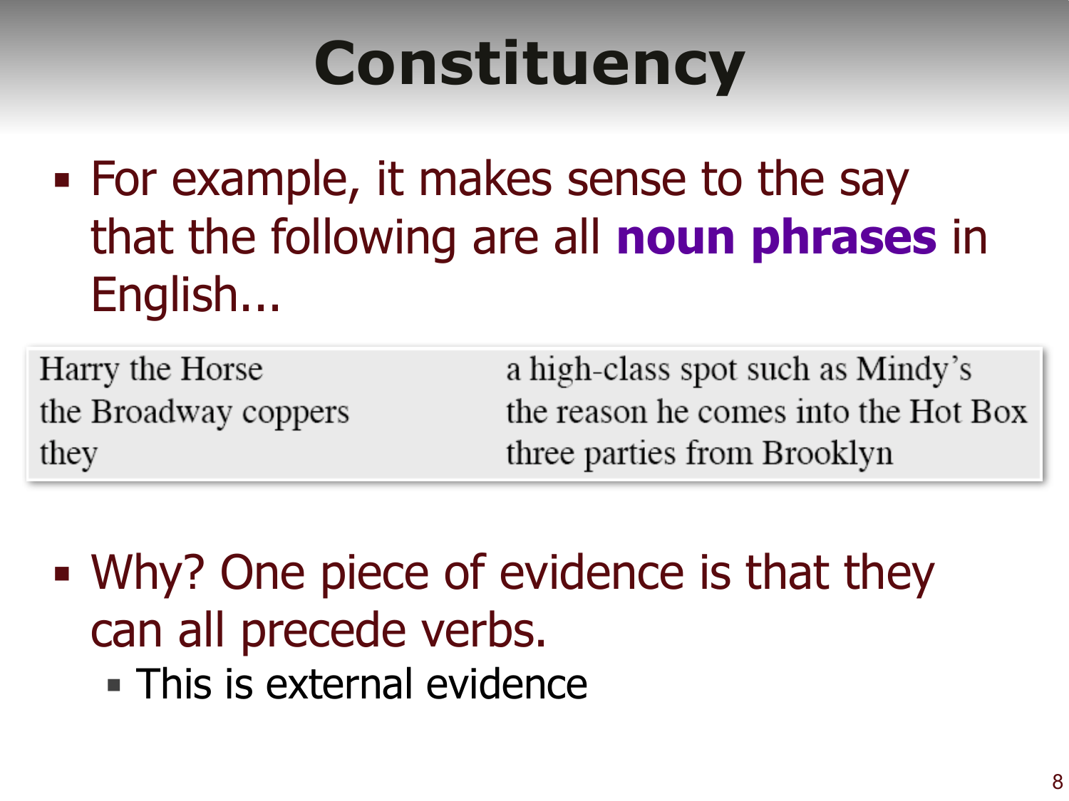# Constituency

- For example, it makes sense to the say that the following are all **noun phrases** in English...

| | |
|---|---|
| Harry the Horse | a high-class spot such as Mindy's |
| the Broadway coppers | the reason he comes into the Hot Box |
| they | three parties from Brooklyn |

- Why? One piece of evidence is that they can all precede verbs.
  - This is external evidence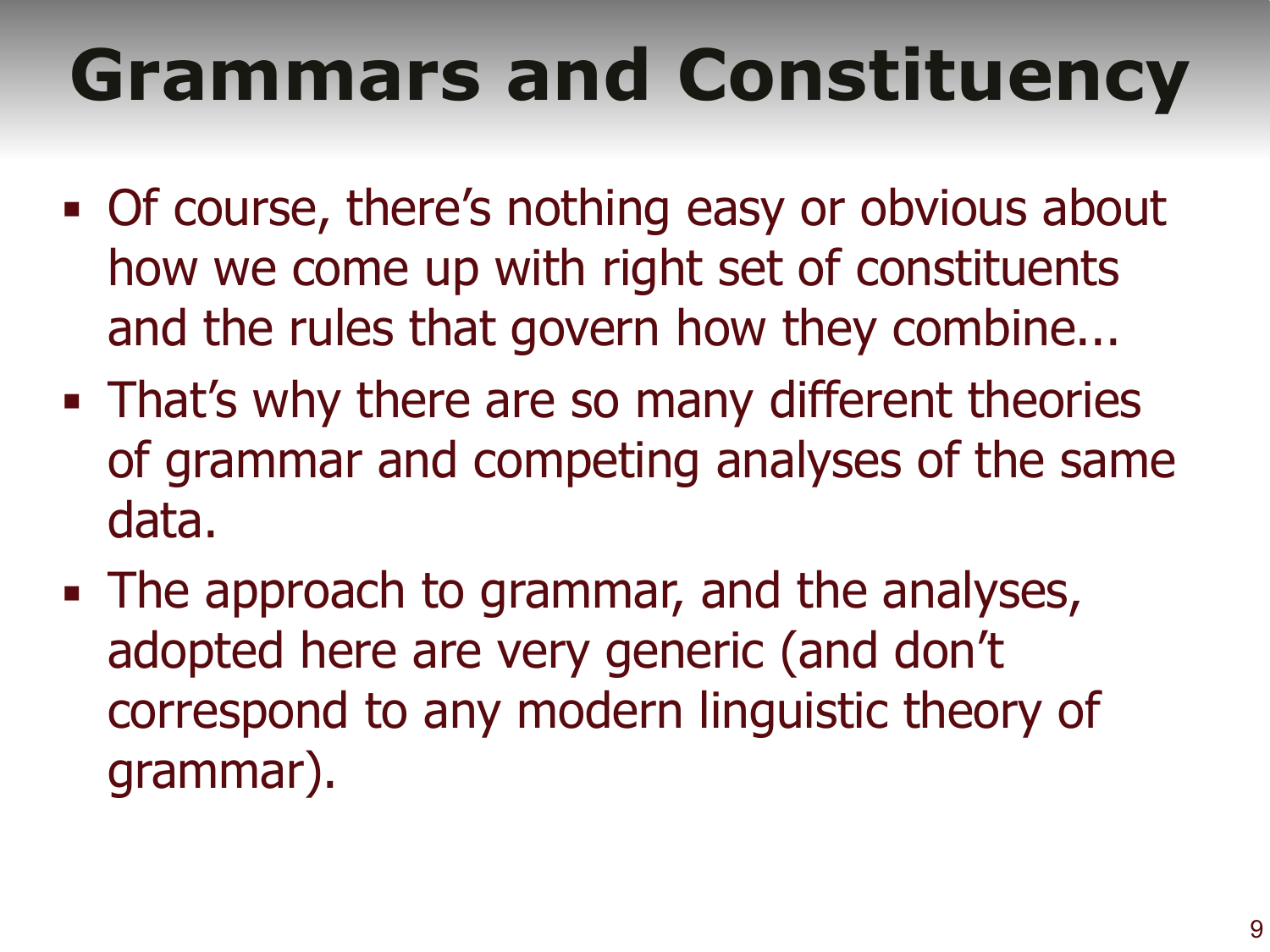# Grammars and Constituency

- Of course, there's nothing easy or obvious about how we come up with right set of constituents and the rules that govern how they combine...
- That's why there are so many different theories of grammar and competing analyses of the same data.
- The approach to grammar, and the analyses, adopted here are very generic (and don't correspond to any modern linguistic theory of grammar).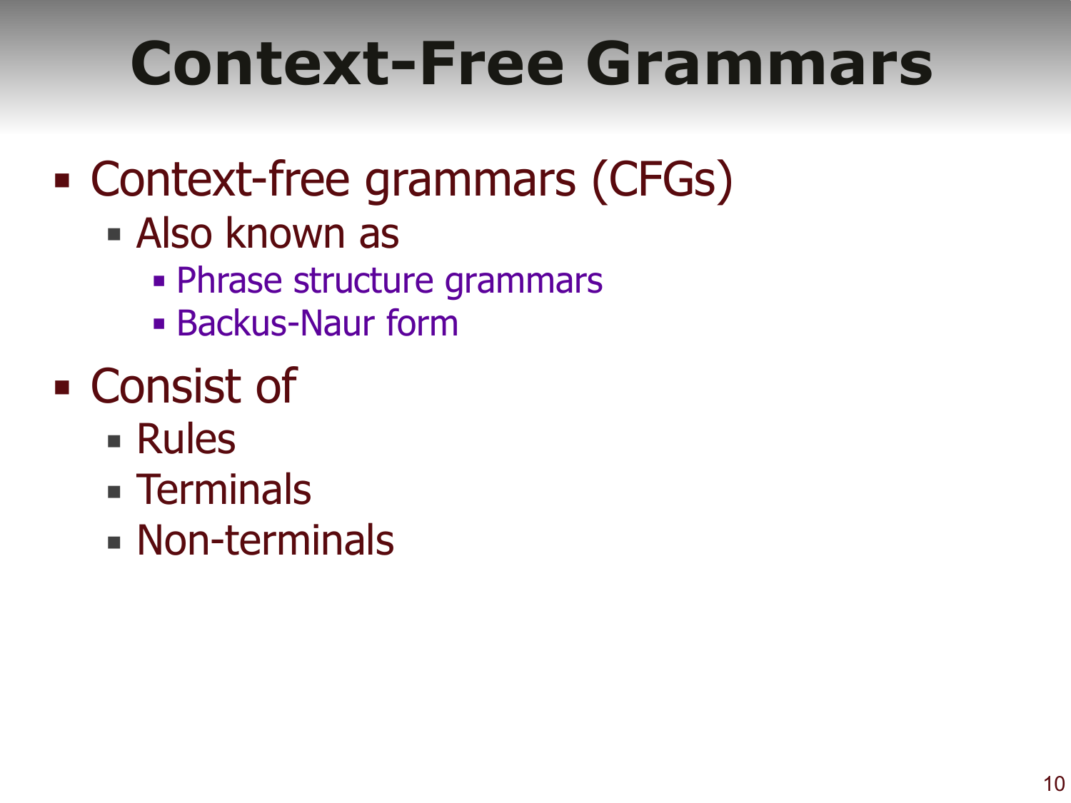# Context-Free Grammars

- Context-free grammars (CFGs)
  - Also known as
    - Phrase structure grammars
    - Backus-Naur form
- Consist of
  - Rules
  - Terminals
  - Non-terminals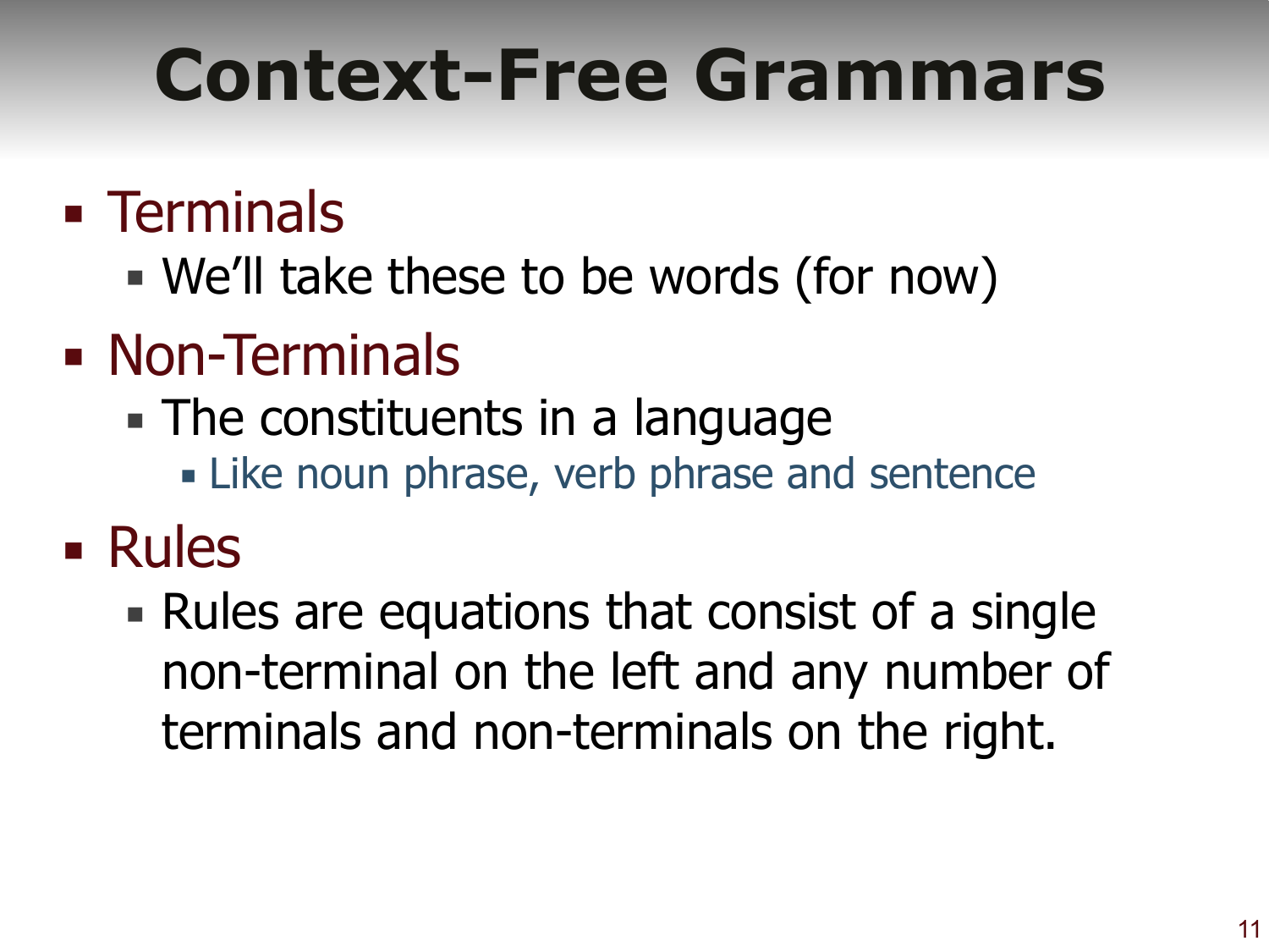# Context-Free Grammars

- Terminals
  - We'll take these to be words (for now)
- Non-Terminals
  - The constituents in a language
    - Like noun phrase, verb phrase and sentence
- Rules
  - Rules are equations that consist of a single non-terminal on the left and any number of terminals and non-terminals on the right.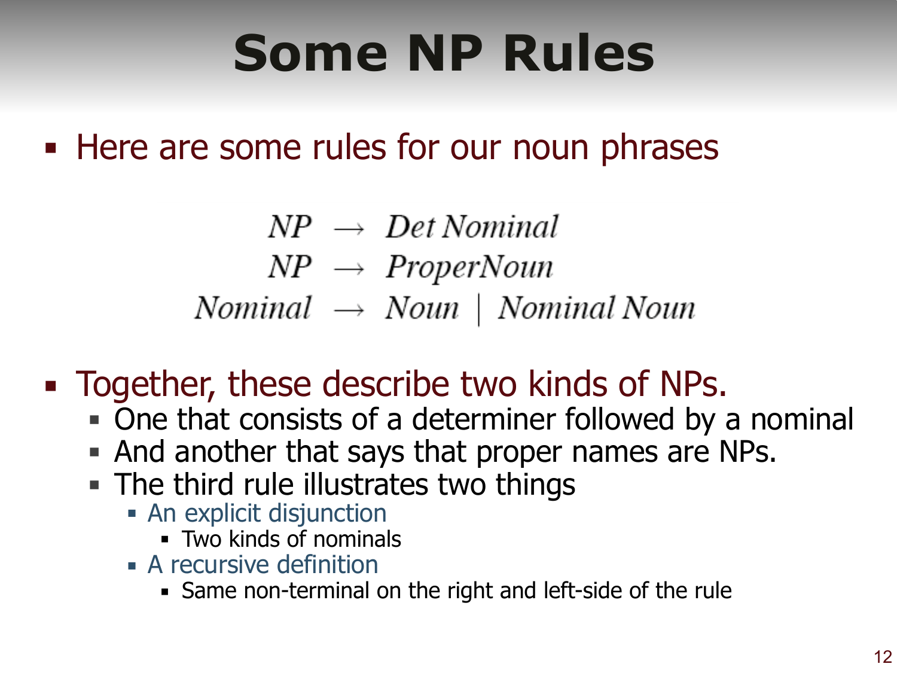# Some NP Rules

- Here are some rules for our noun phrases

$$
\begin{aligned}
NP &\rightarrow Det\ Nominal \\
NP &\rightarrow ProperNoun \\
Nominal &\rightarrow Noun \mid Nominal\ Noun
\end{aligned}
$$

- Together, these describe two kinds of NPs.
  - One that consists of a determiner followed by a nominal
  - And another that says that proper names are NPs.
  - The third rule illustrates two things
    - An explicit disjunction
      - Two kinds of nominals
    - A recursive definition
      - Same non-terminal on the right and left-side of the rule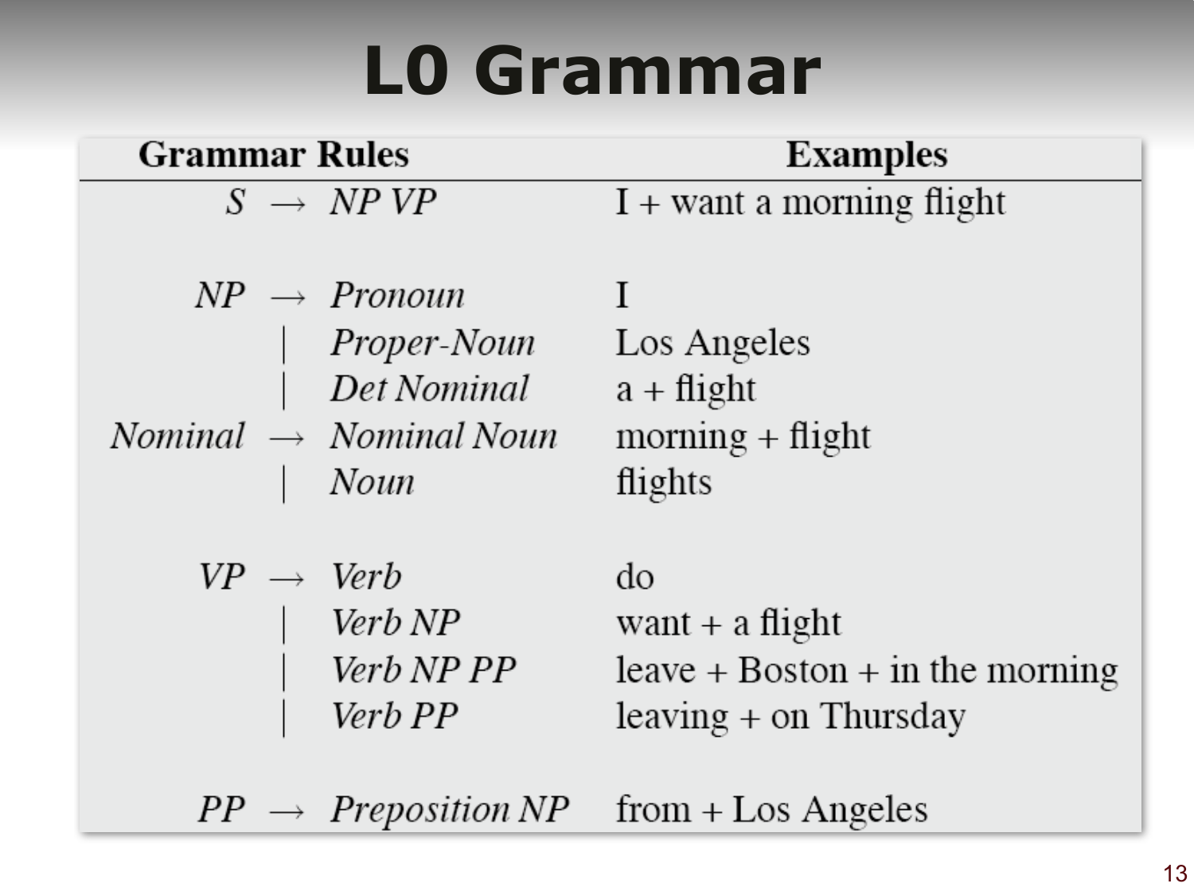# L0 Grammar

| Grammar Rules | | | Examples |
|---|---|---|---|
| *S* | → | *NP VP* | I + want a morning flight |
| *NP* | → | *Pronoun* | I |
| | \| | *Proper-Noun* | Los Angeles |
| | \| | *Det Nominal* | a + flight |
| *Nominal* | → | *Nominal Noun* | morning + flight |
| | \| | *Noun* | flights |
| *VP* | → | *Verb* | do |
| | \| | *Verb NP* | want + a flight |
| | \| | *Verb NP PP* | leave + Boston + in the morning |
| | \| | *Verb PP* | leaving + on Thursday |
| *PP* | → | *Preposition NP* | from + Los Angeles |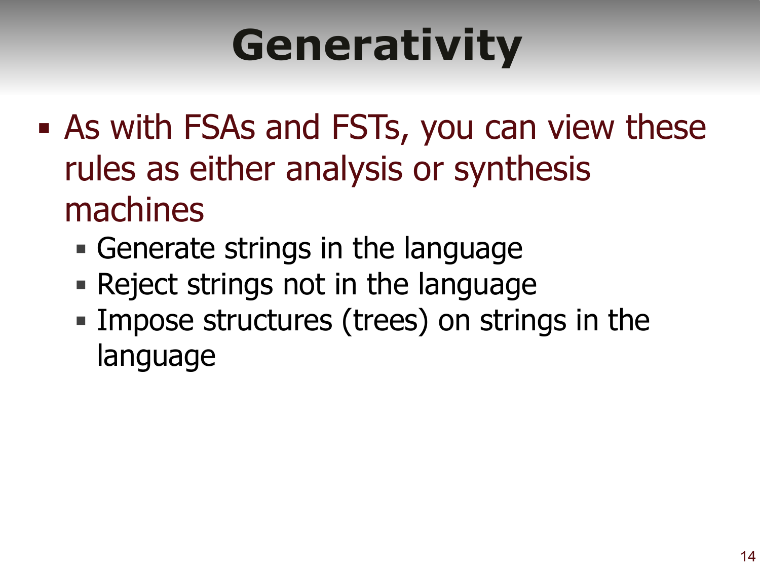# Generativity

- As with FSAs and FSTs, you can view these rules as either analysis or synthesis machines
  - Generate strings in the language
  - Reject strings not in the language
  - Impose structures (trees) on strings in the language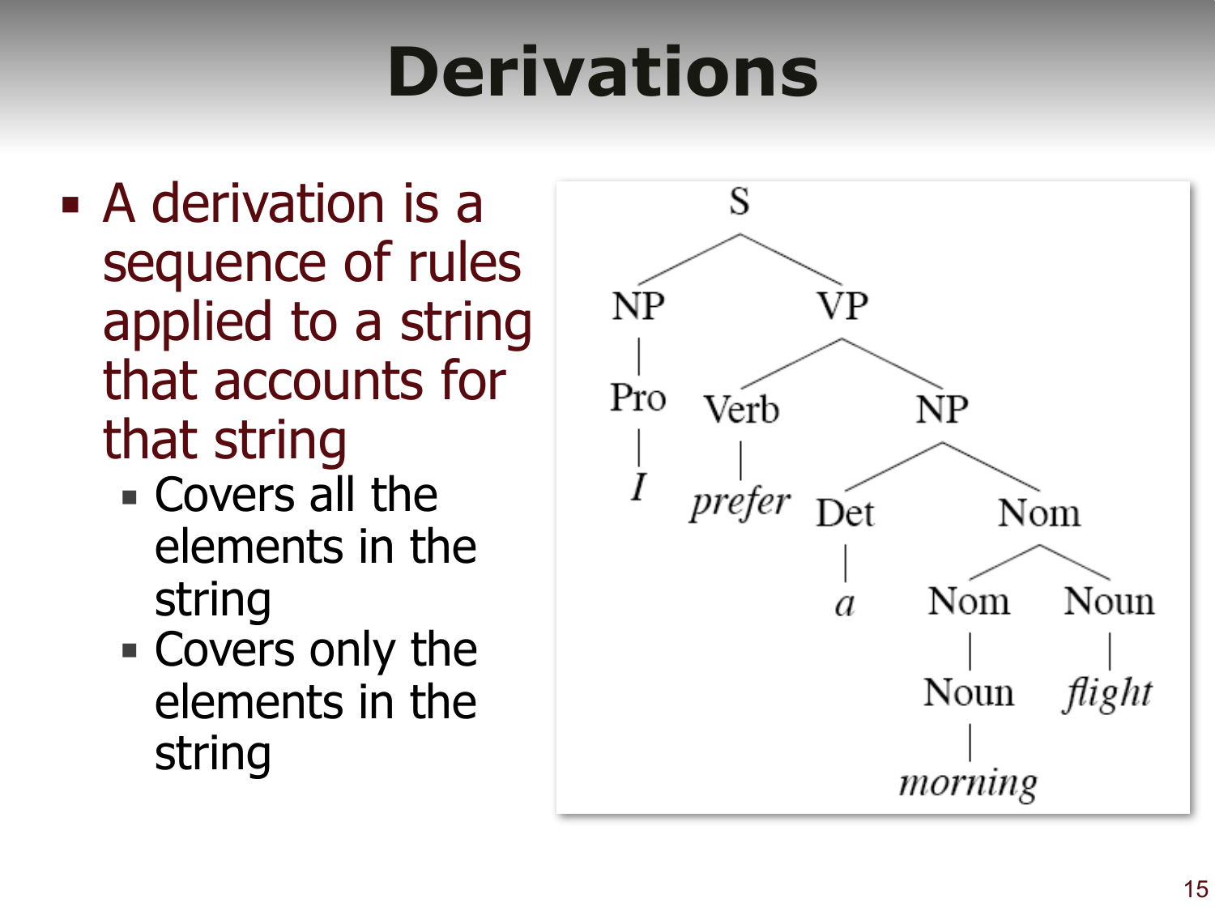# Derivations

- A derivation is a sequence of rules applied to a string that accounts for that string
  - Covers all the elements in the string
  - Covers only the elements in the string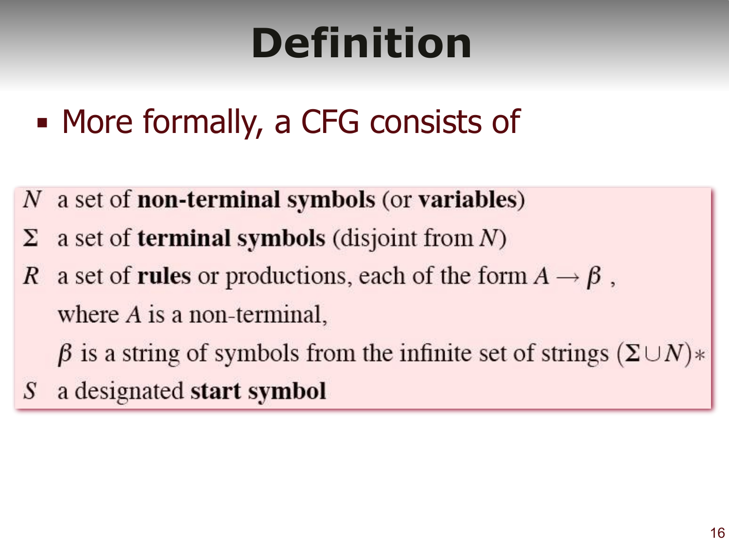# Definition

- More formally, a CFG consists of

$N$ a set of **non-terminal symbols** (or **variables**)

$\Sigma$ a set of **terminal symbols** (disjoint from $N$)

$R$ a set of **rules** or productions, each of the form $A \rightarrow \beta$ ,
where $A$ is a non-terminal,
$\beta$ is a string of symbols from the infinite set of strings $(\Sigma \cup N)*$

$S$ a designated **start symbol**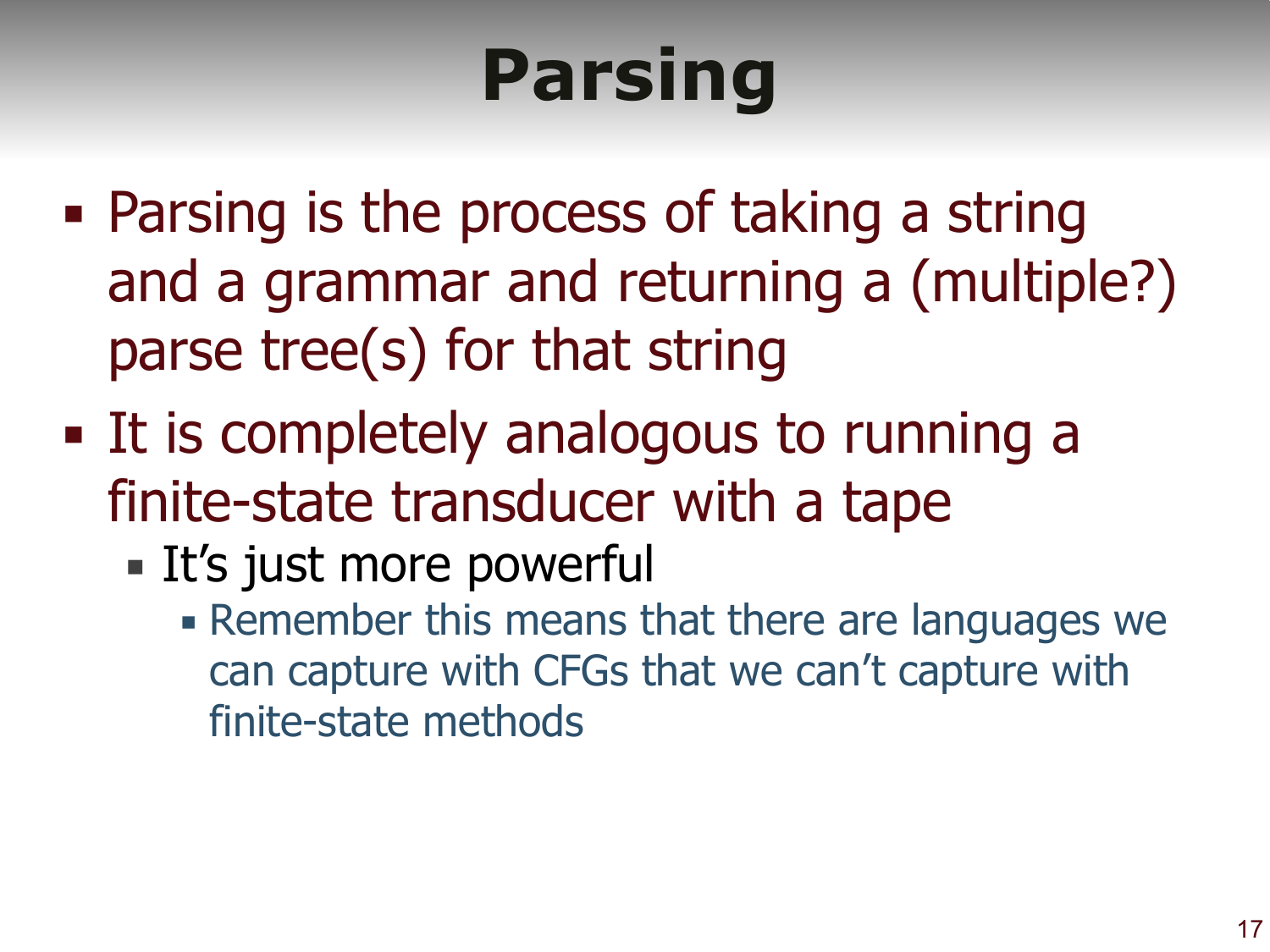# Parsing

- Parsing is the process of taking a string and a grammar and returning a (multiple?) parse tree(s) for that string
- It is completely analogous to running a finite-state transducer with a tape
  - It's just more powerful
    - Remember this means that there are languages we can capture with CFGs that we can't capture with finite-state methods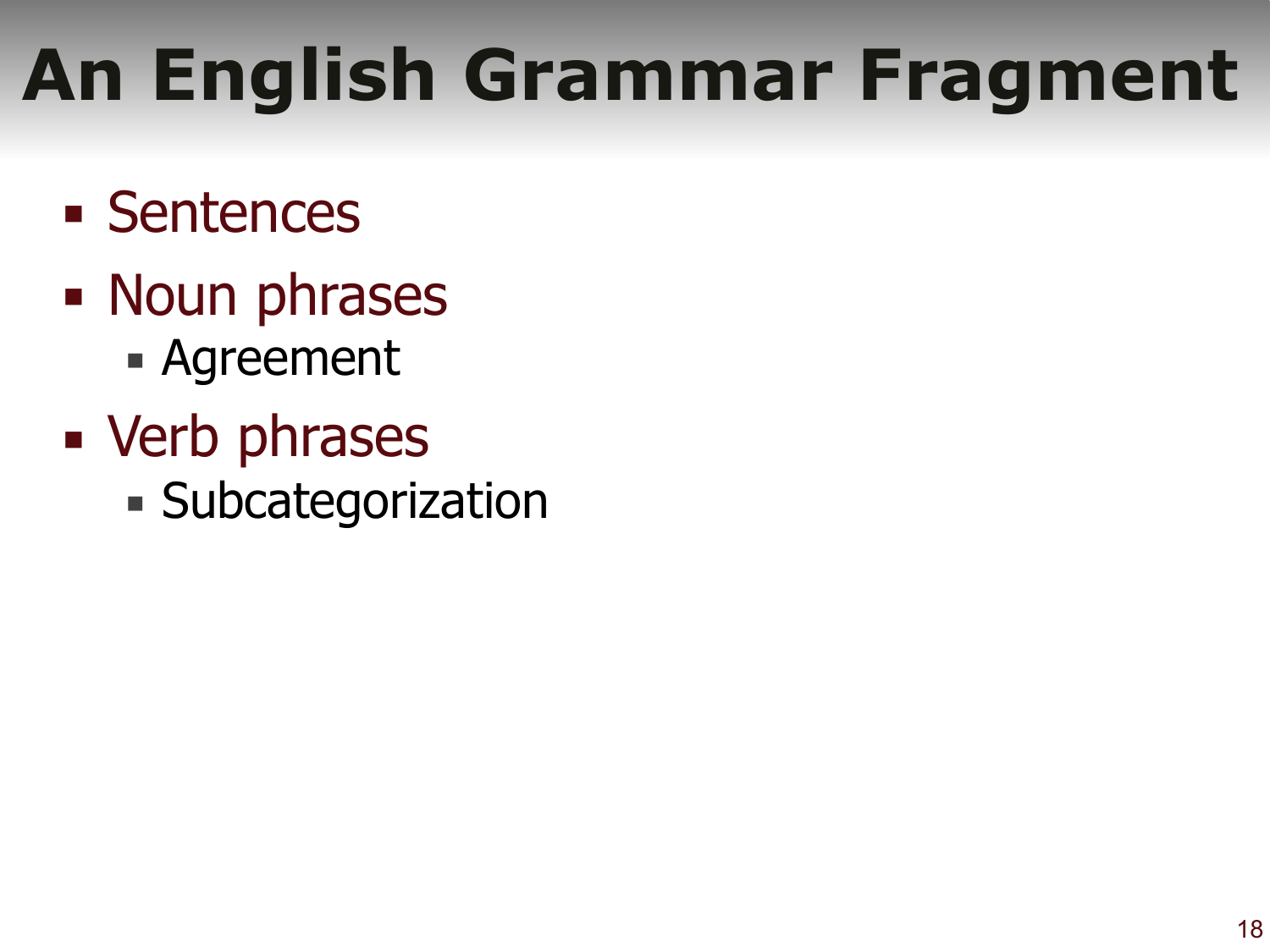# An English Grammar Fragment

- Sentences
- Noun phrases
  - Agreement
- Verb phrases
  - Subcategorization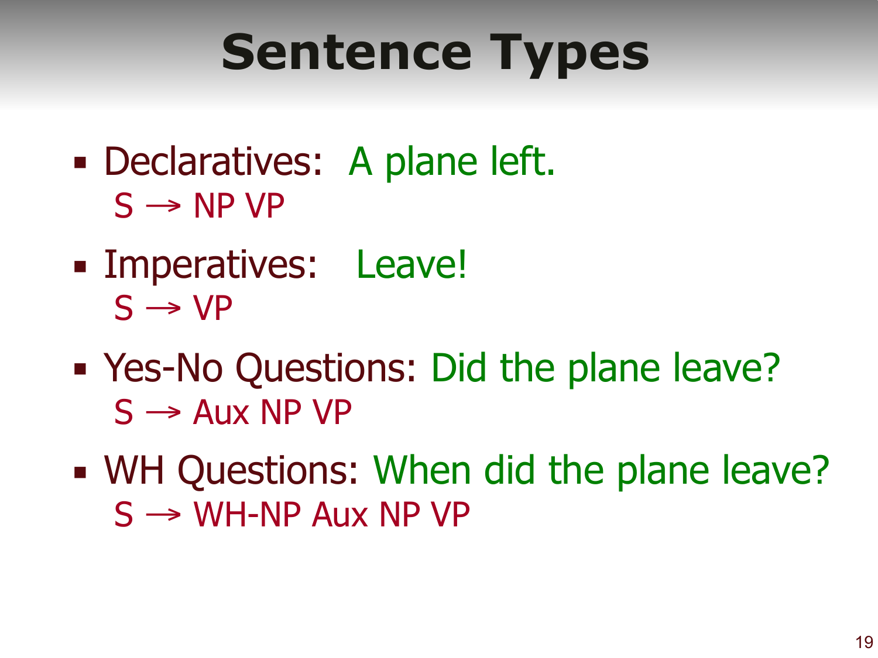# Sentence Types

- Declaratives: A plane left.
  S → NP VP
- Imperatives: Leave!
  S → VP
- Yes-No Questions: Did the plane leave?
  S → Aux NP VP
- WH Questions: When did the plane leave?
  S → WH-NP Aux NP VP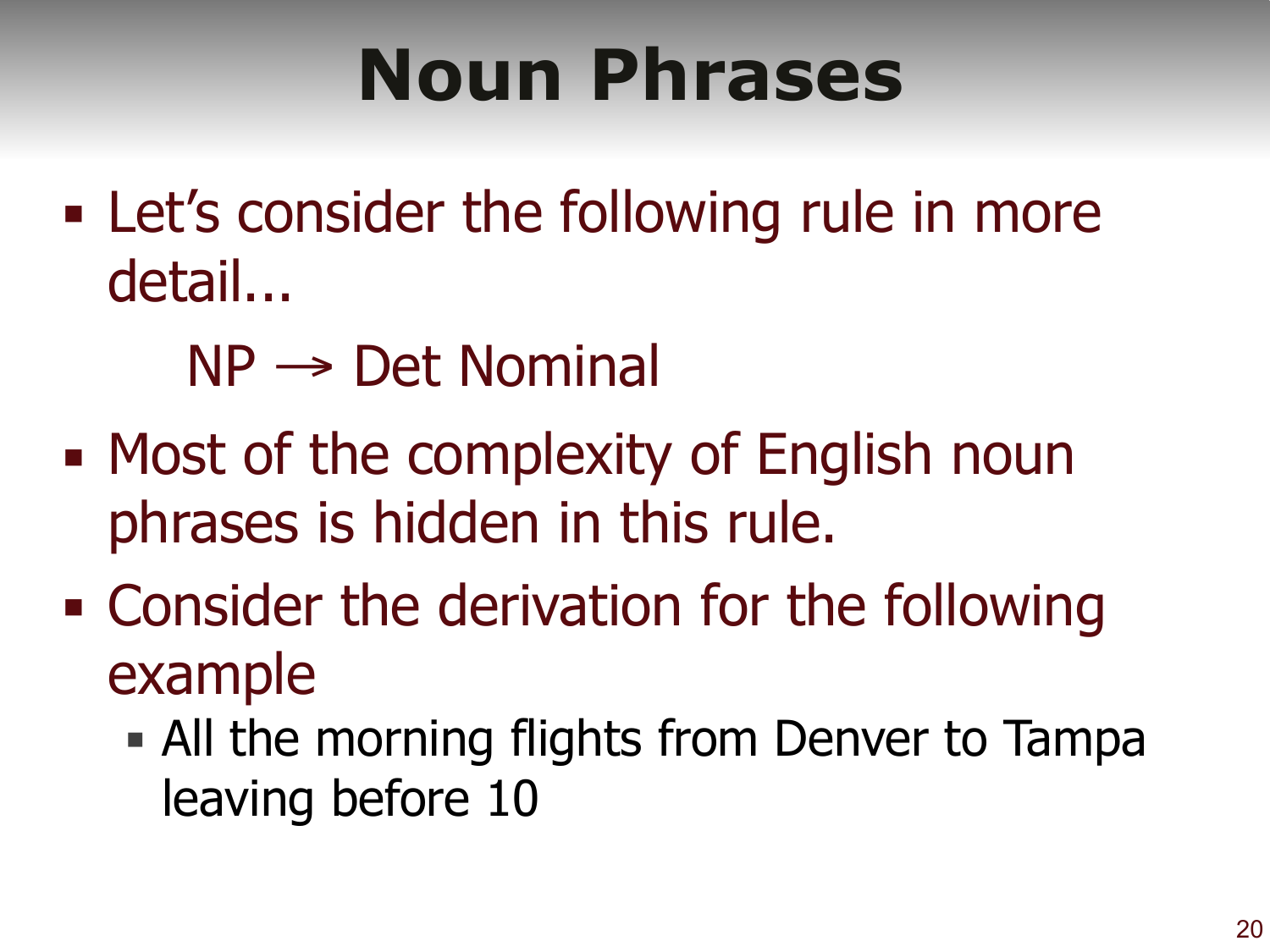# Noun Phrases

- Let's consider the following rule in more detail...

  NP → Det Nominal

- Most of the complexity of English noun phrases is hidden in this rule.
- Consider the derivation for the following example
  - All the morning flights from Denver to Tampa leaving before 10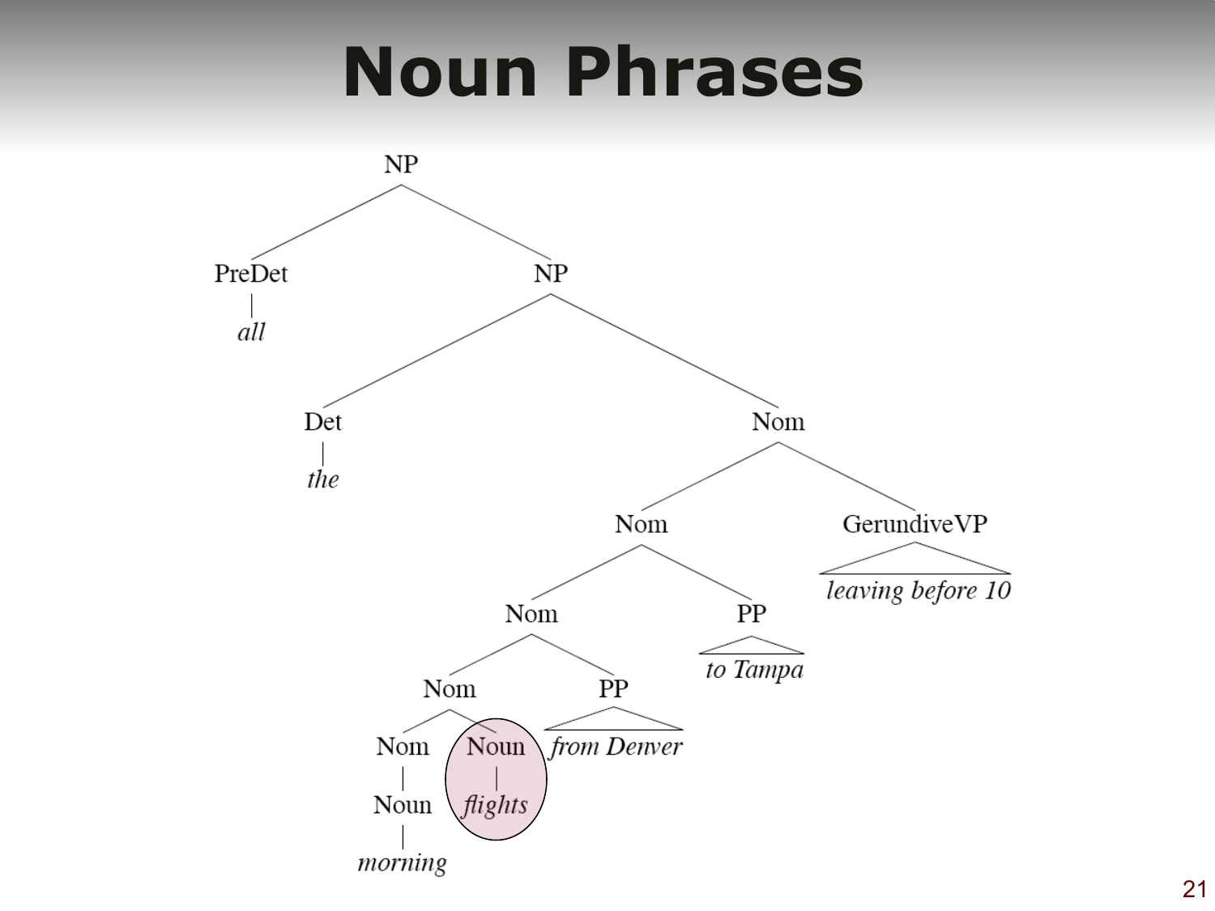# Noun Phrases

```
[NP [PreDet all]
    [NP [Det the]
        [Nom [Nom [Nom [Nom [Nom [Noun morning]]
                            [Noun flights]]
                       [PP from Denver]]
                  [PP to Tampa]]
             [GerundiveVP leaving before 10]]]]
```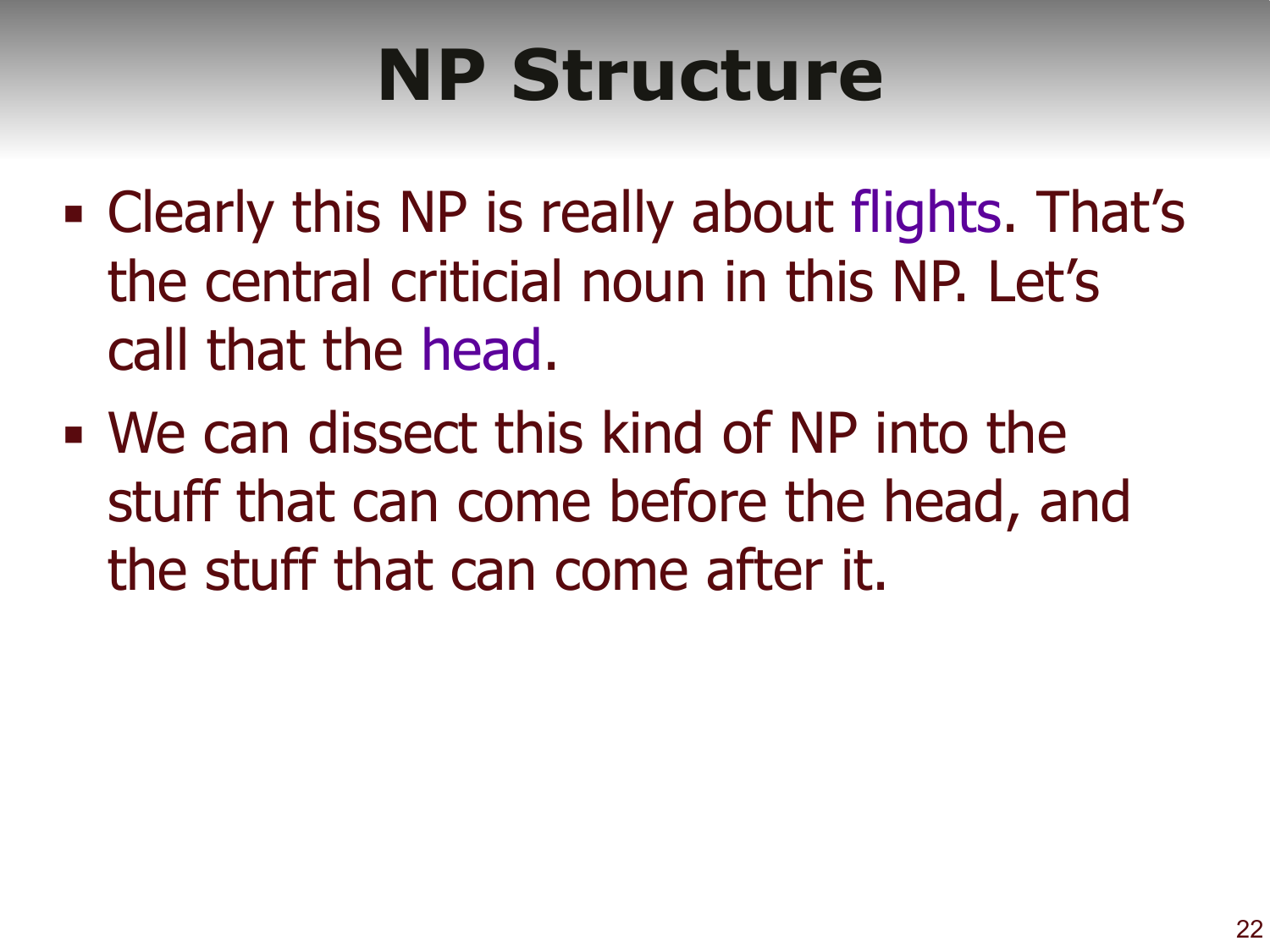# NP Structure

- Clearly this NP is really about flights. That's the central criticial noun in this NP. Let's call that the head.
- We can dissect this kind of NP into the stuff that can come before the head, and the stuff that can come after it.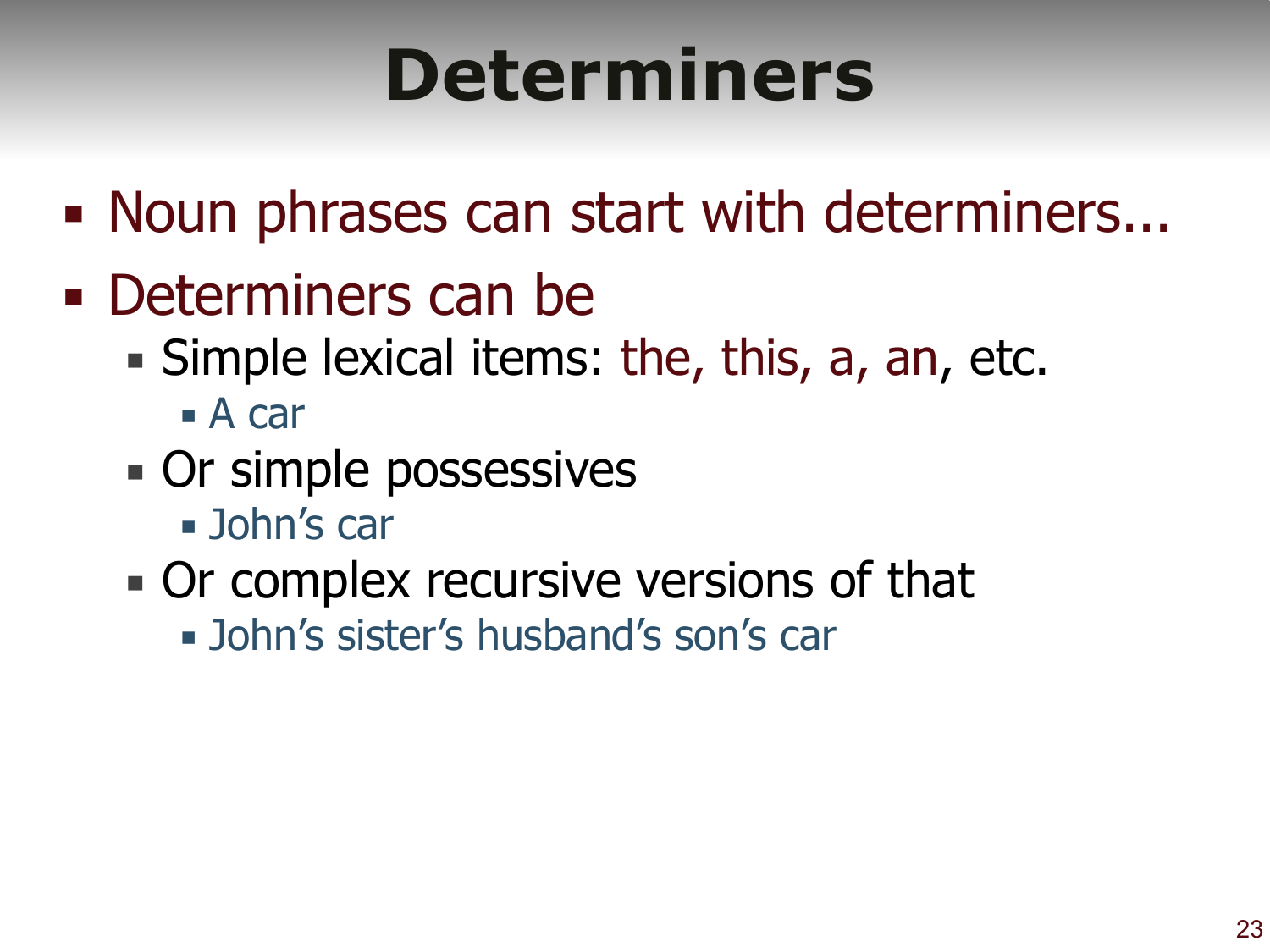# Determiners

- Noun phrases can start with determiners...
- Determiners can be
  - Simple lexical items: the, this, a, an, etc.
    - A car
  - Or simple possessives
    - John's car
  - Or complex recursive versions of that
    - John's sister's husband's son's car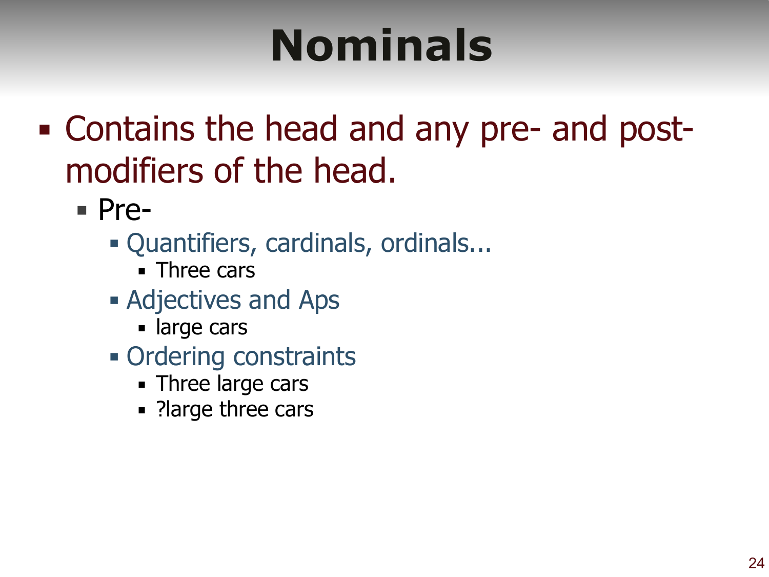# Nominals

- Contains the head and any pre- and post-modifiers of the head.
  - Pre-
    - Quantifiers, cardinals, ordinals...
      - Three cars
    - Adjectives and Aps
      - large cars
    - Ordering constraints
      - Three large cars
      - ?large three cars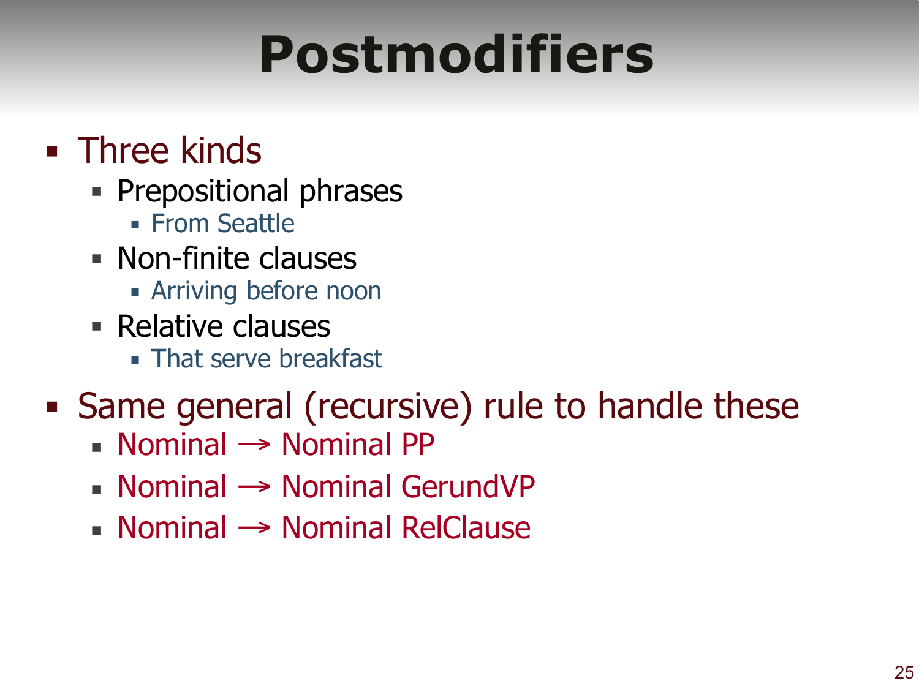# Postmodifiers

- Three kinds
  - Prepositional phrases
    - From Seattle
  - Non-finite clauses
    - Arriving before noon
  - Relative clauses
    - That serve breakfast
- Same general (recursive) rule to handle these
  - Nominal → Nominal PP
  - Nominal → Nominal GerundVP
  - Nominal → Nominal RelClause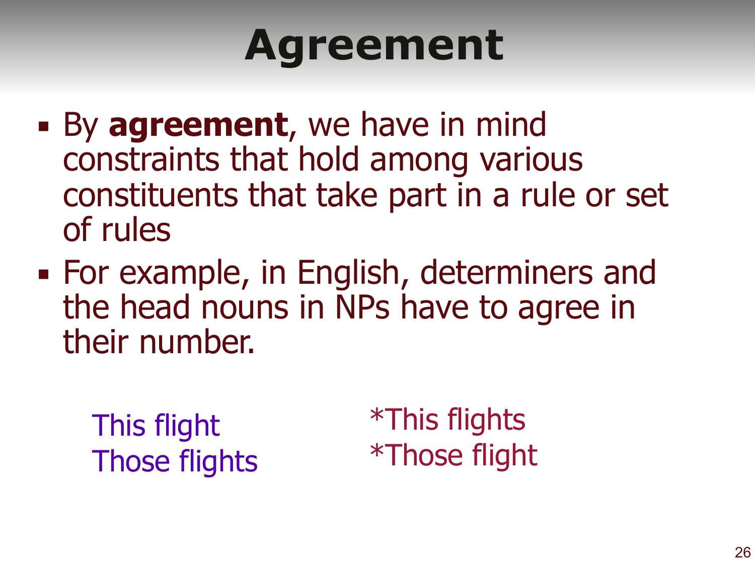# Agreement

- By **agreement**, we have in mind constraints that hold among various constituents that take part in a rule or set of rules
- For example, in English, determiners and the head nouns in NPs have to agree in their number.

| | |
|---|---|
| This flight | *This flights |
| Those flights | *Those flight |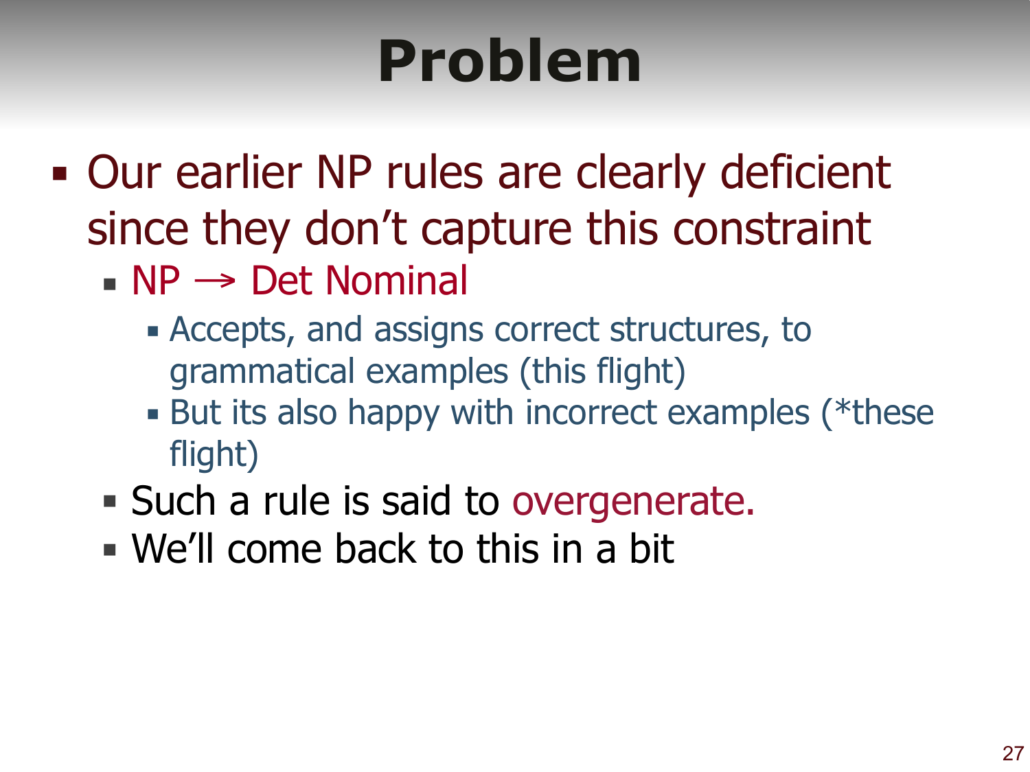# Problem

- Our earlier NP rules are clearly deficient since they don't capture this constraint
  - NP → Det Nominal
    - Accepts, and assigns correct structures, to grammatical examples (this flight)
    - But its also happy with incorrect examples (*these flight)
  - Such a rule is said to overgenerate.
  - We'll come back to this in a bit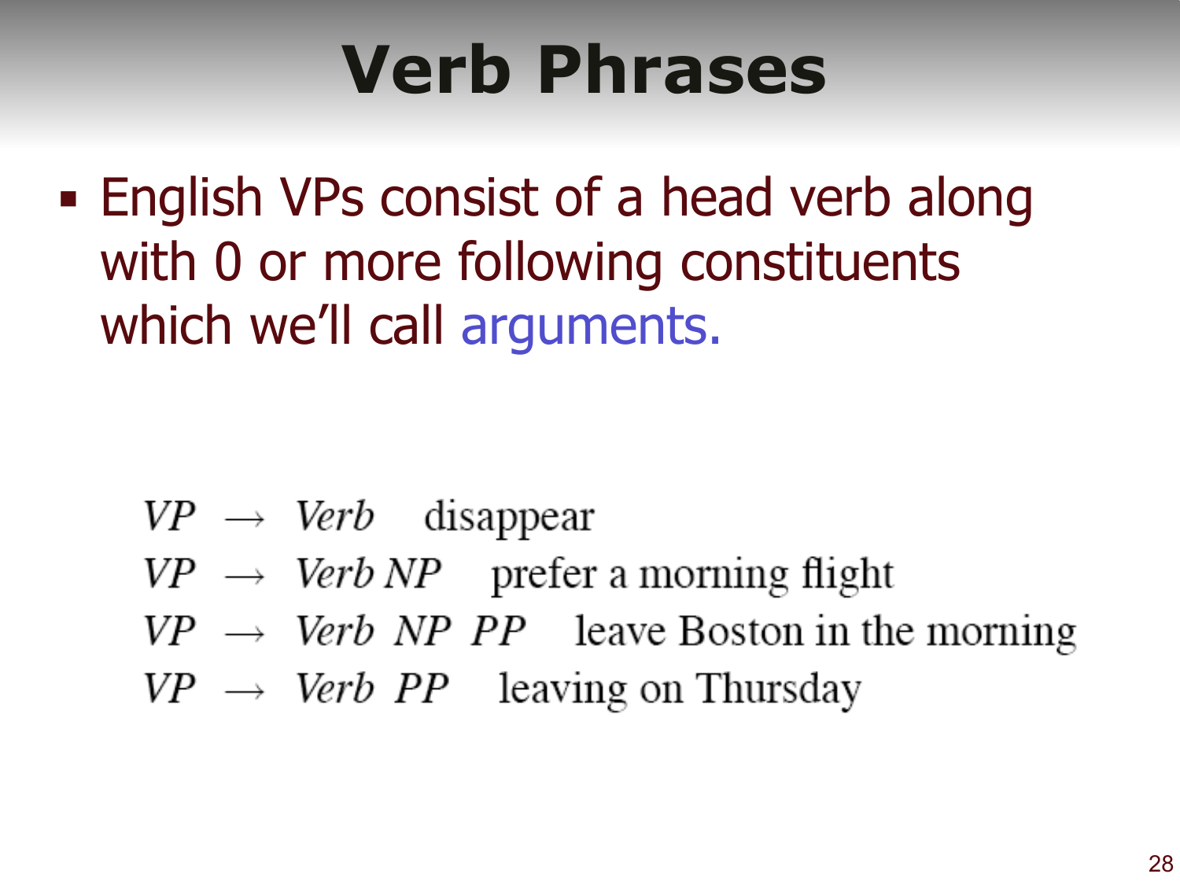# Verb Phrases

- English VPs consist of a head verb along with 0 or more following constituents which we'll call arguments.

| | | | |
|---|---|---|---|
| $VP$ | $\rightarrow$ | $Verb$ | disappear |
| $VP$ | $\rightarrow$ | $Verb\ NP$ | prefer a morning flight |
| $VP$ | $\rightarrow$ | $Verb\ NP\ PP$ | leave Boston in the morning |
| $VP$ | $\rightarrow$ | $Verb\ PP$ | leaving on Thursday |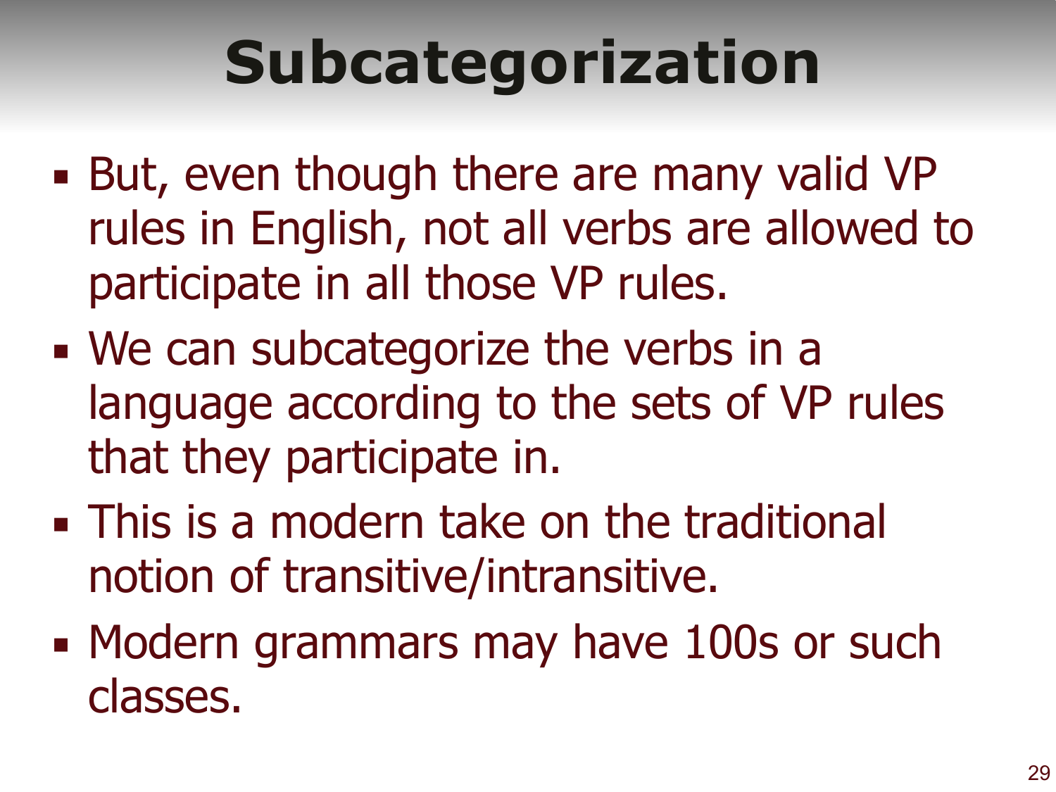# Subcategorization

- But, even though there are many valid VP rules in English, not all verbs are allowed to participate in all those VP rules.
- We can subcategorize the verbs in a language according to the sets of VP rules that they participate in.
- This is a modern take on the traditional notion of transitive/intransitive.
- Modern grammars may have 100s or such classes.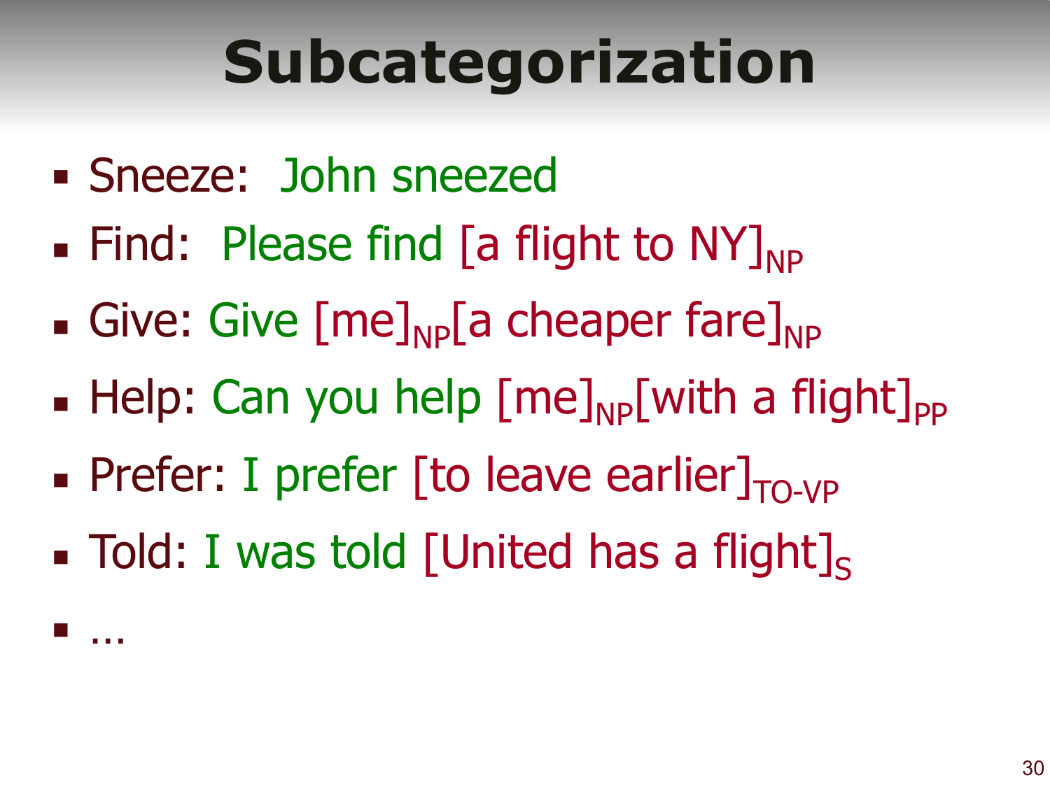# Subcategorization

- Sneeze: John sneezed
- Find: Please find [a flight to NY]$_{NP}$
- Give: Give [me]$_{NP}$[a cheaper fare]$_{NP}$
- Help: Can you help [me]$_{NP}$[with a flight]$_{PP}$
- Prefer: I prefer [to leave earlier]$_{TO\text{-}VP}$
- Told: I was told [United has a flight]$_{S}$
- …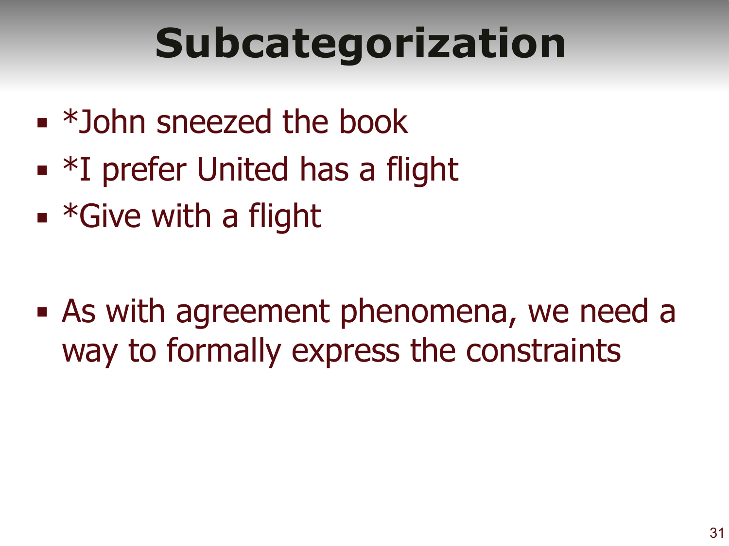# Subcategorization

- *John sneezed the book
- *I prefer United has a flight
- *Give with a flight

- As with agreement phenomena, we need a way to formally express the constraints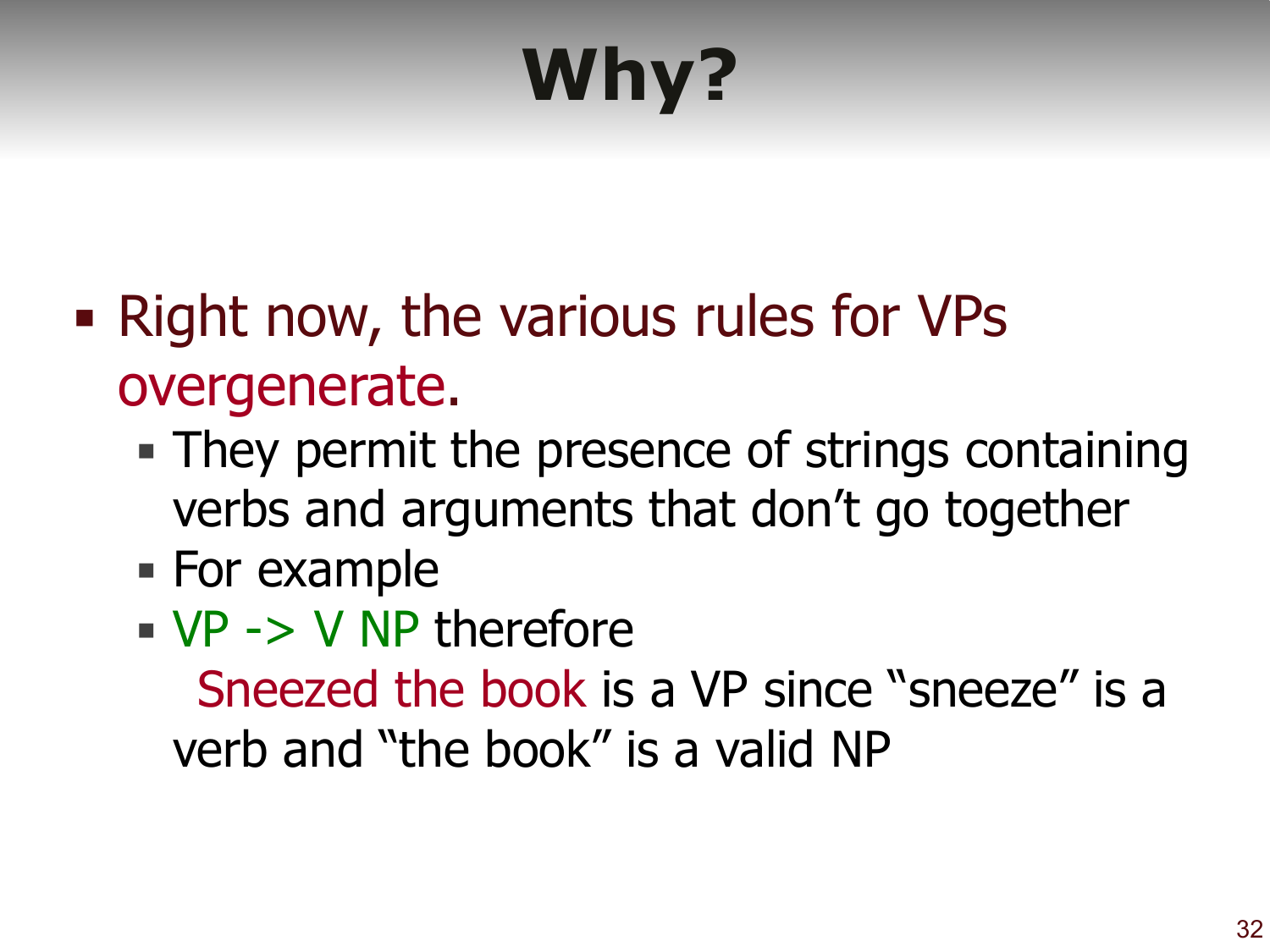# Why?

- Right now, the various rules for VPs overgenerate.
  - They permit the presence of strings containing verbs and arguments that don't go together
  - For example
  - VP -> V NP therefore
    Sneezed the book is a VP since "sneeze" is a verb and "the book" is a valid NP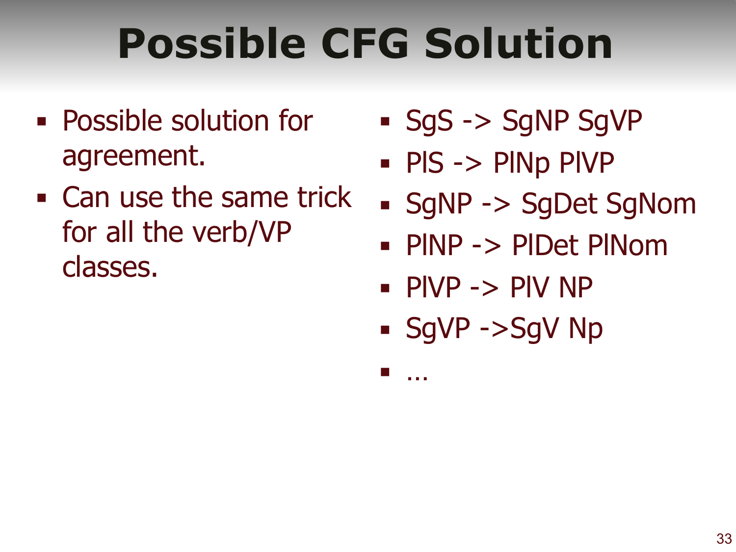# Possible CFG Solution

- Possible solution for agreement.
- Can use the same trick for all the verb/VP classes.

- SgS -> SgNP SgVP
- PlS -> PlNp PlVP
- SgNP -> SgDet SgNom
- PlNP -> PlDet PlNom
- PlVP -> PlV NP
- SgVP ->SgV Np
- …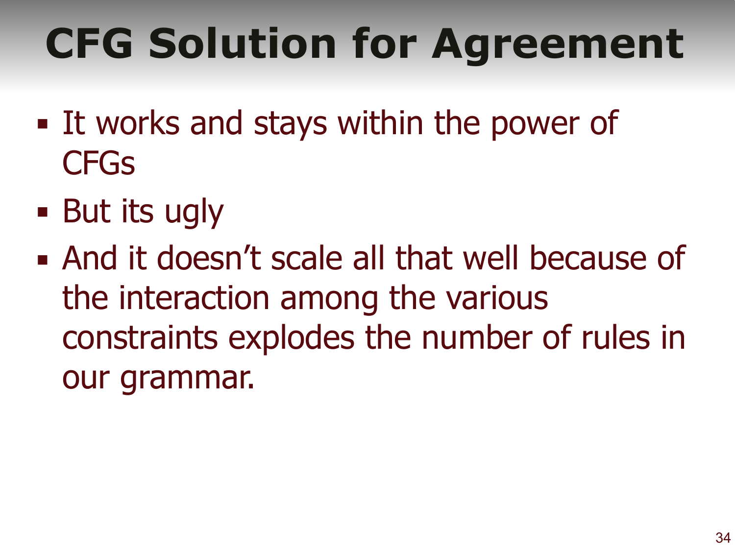# CFG Solution for Agreement

- It works and stays within the power of CFGs
- But its ugly
- And it doesn't scale all that well because of the interaction among the various constraints explodes the number of rules in our grammar.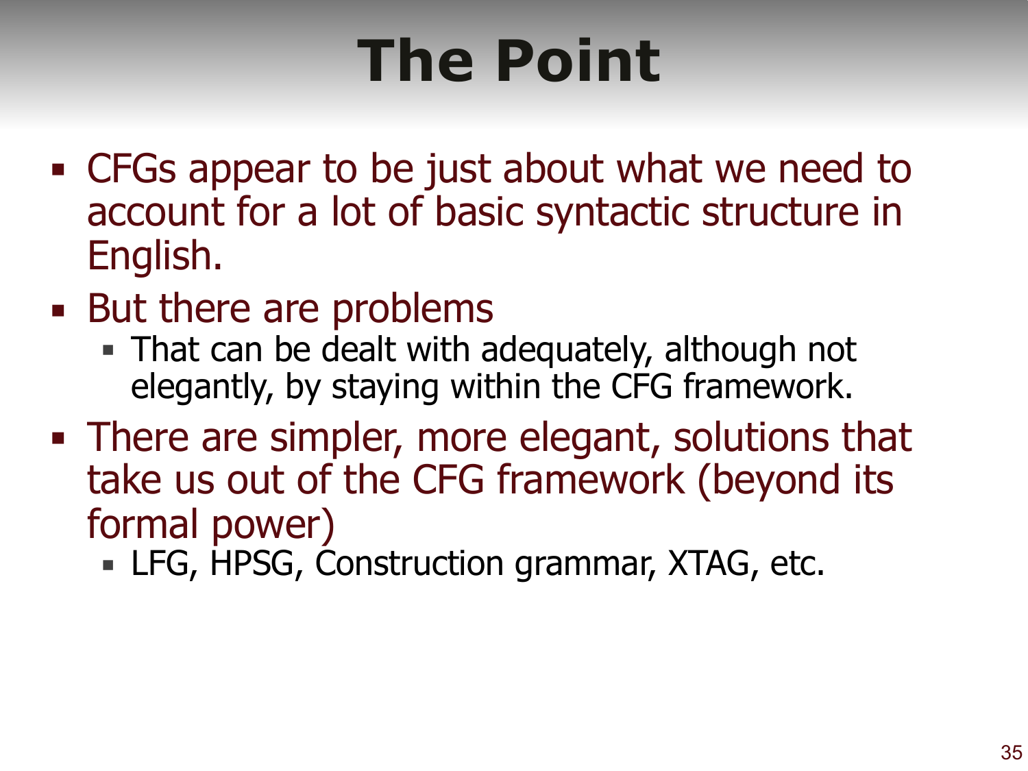# The Point

- CFGs appear to be just about what we need to account for a lot of basic syntactic structure in English.
- But there are problems
  - That can be dealt with adequately, although not elegantly, by staying within the CFG framework.
- There are simpler, more elegant, solutions that take us out of the CFG framework (beyond its formal power)
  - LFG, HPSG, Construction grammar, XTAG, etc.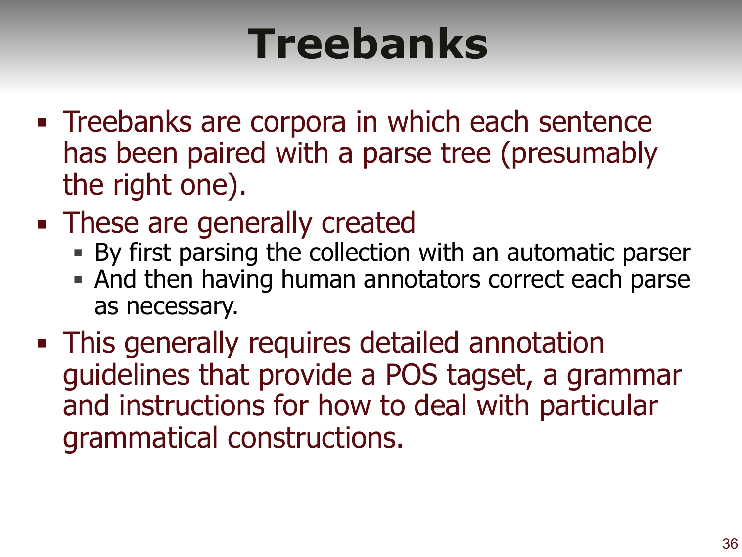# Treebanks

- Treebanks are corpora in which each sentence has been paired with a parse tree (presumably the right one).
- These are generally created
  - By first parsing the collection with an automatic parser
  - And then having human annotators correct each parse as necessary.
- This generally requires detailed annotation guidelines that provide a POS tagset, a grammar and instructions for how to deal with particular grammatical constructions.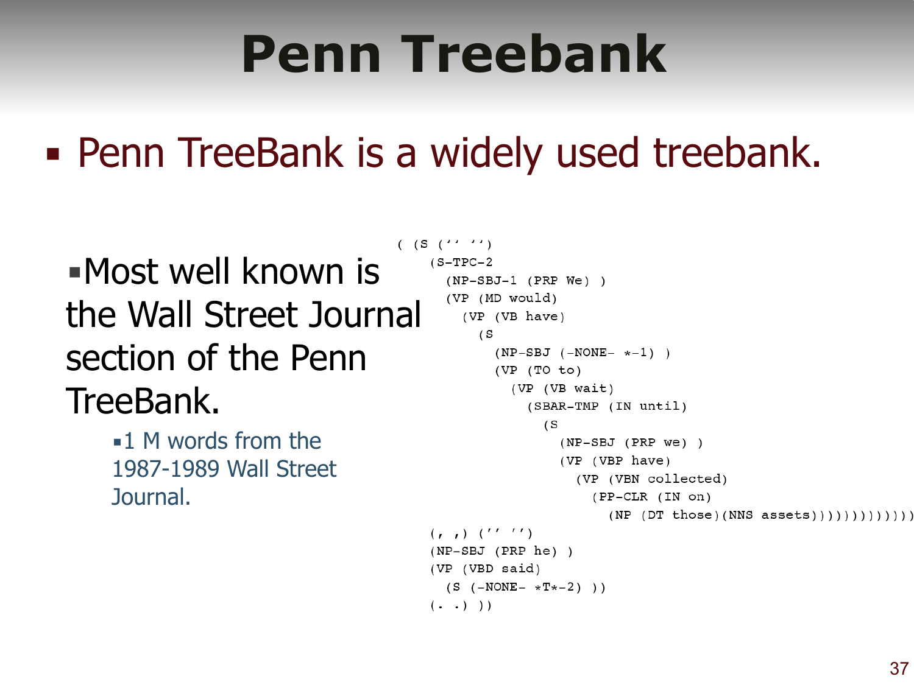# Penn Treebank

- Penn TreeBank is a widely used treebank.

  - Most well known is the Wall Street Journal section of the Penn TreeBank.
    - 1 M words from the 1987-1989 Wall Street Journal.

```
( (S ('' '')
    (S-TPC-2
      (NP-SBJ-1 (PRP We) )
      (VP (MD would)
        (VP (VB have)
          (S
            (NP-SBJ (-NONE- *-1) )
            (VP (TO to)
              (VP (VB wait)
                (SBAR-TMP (IN until)
                  (S
                    (NP-SBJ (PRP we) )
                    (VP (VBP have)
                      (VP (VBN collected)
                        (PP-CLR (IN on)
                          (NP (DT those)(NNS assets)))))))))))))
    (, ,) ('' '')
    (NP-SBJ (PRP he) )
    (VP (VBD said)
      (S (-NONE- *T*-2) ))
    (. .) ))
```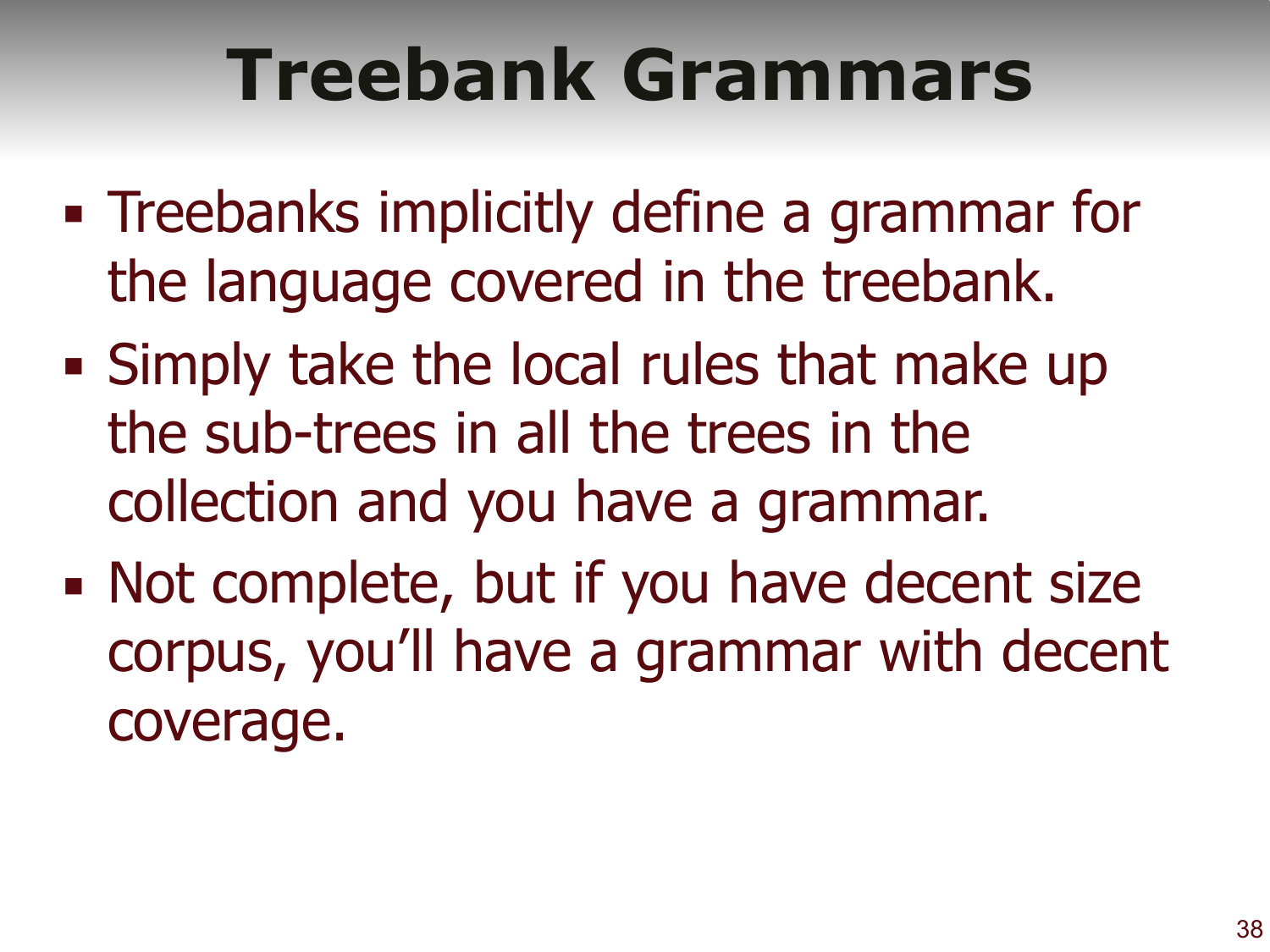# Treebank Grammars

- Treebanks implicitly define a grammar for the language covered in the treebank.
- Simply take the local rules that make up the sub-trees in all the trees in the collection and you have a grammar.
- Not complete, but if you have decent size corpus, you'll have a grammar with decent coverage.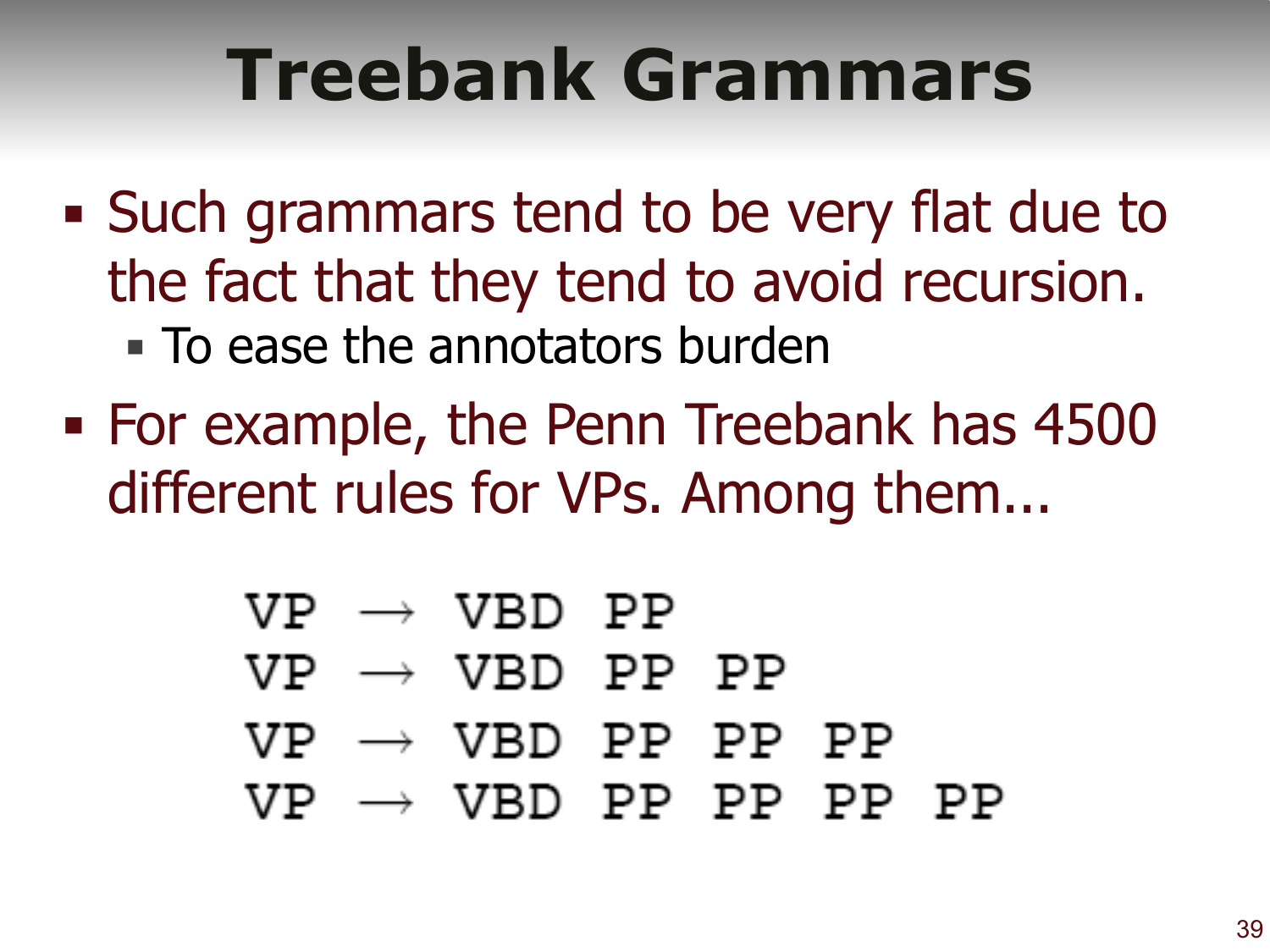# Treebank Grammars

- Such grammars tend to be very flat due to the fact that they tend to avoid recursion.
  - To ease the annotators burden
- For example, the Penn Treebank has 4500 different rules for VPs. Among them...

$$
\begin{aligned}
\text{VP} &\rightarrow \text{VBD PP} \\
\text{VP} &\rightarrow \text{VBD PP PP} \\
\text{VP} &\rightarrow \text{VBD PP PP PP} \\
\text{VP} &\rightarrow \text{VBD PP PP PP PP}
\end{aligned}
$$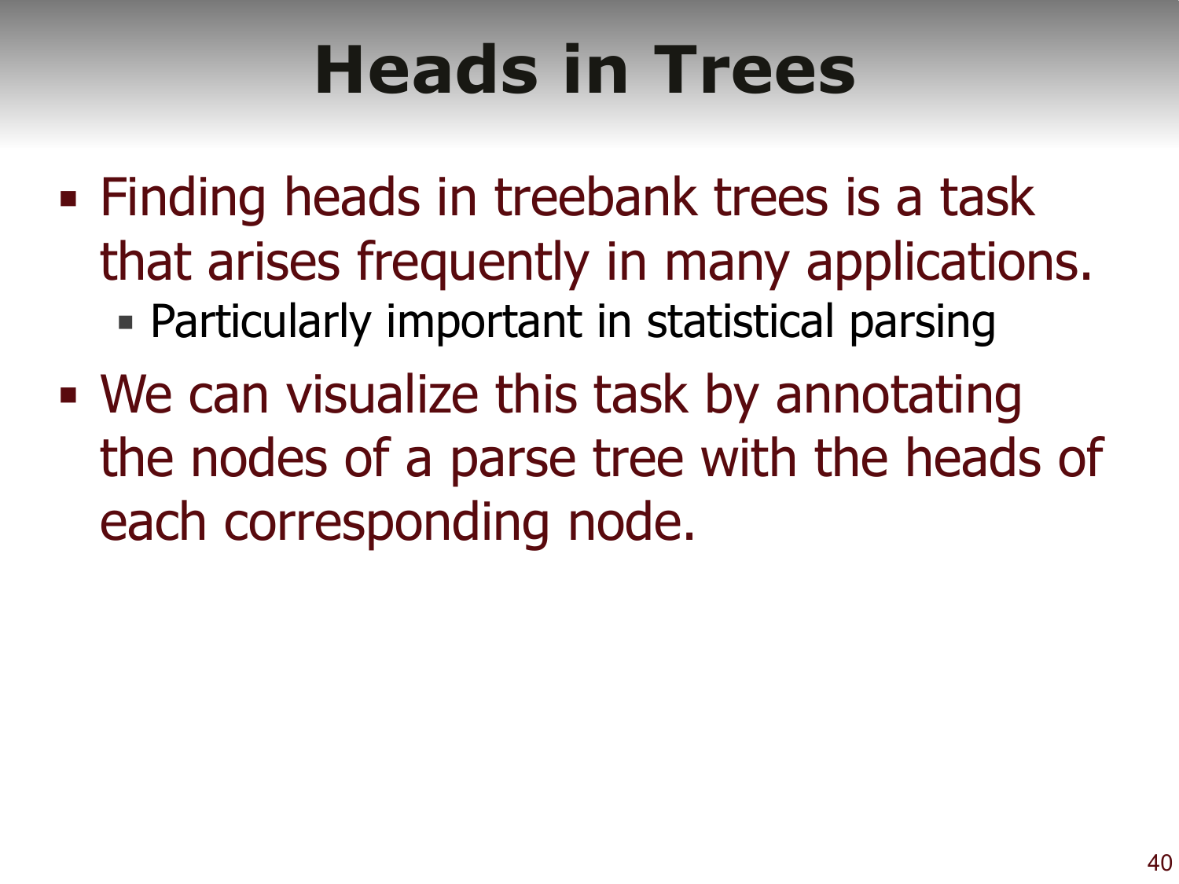# Heads in Trees

- Finding heads in treebank trees is a task that arises frequently in many applications.
  - Particularly important in statistical parsing
- We can visualize this task by annotating the nodes of a parse tree with the heads of each corresponding node.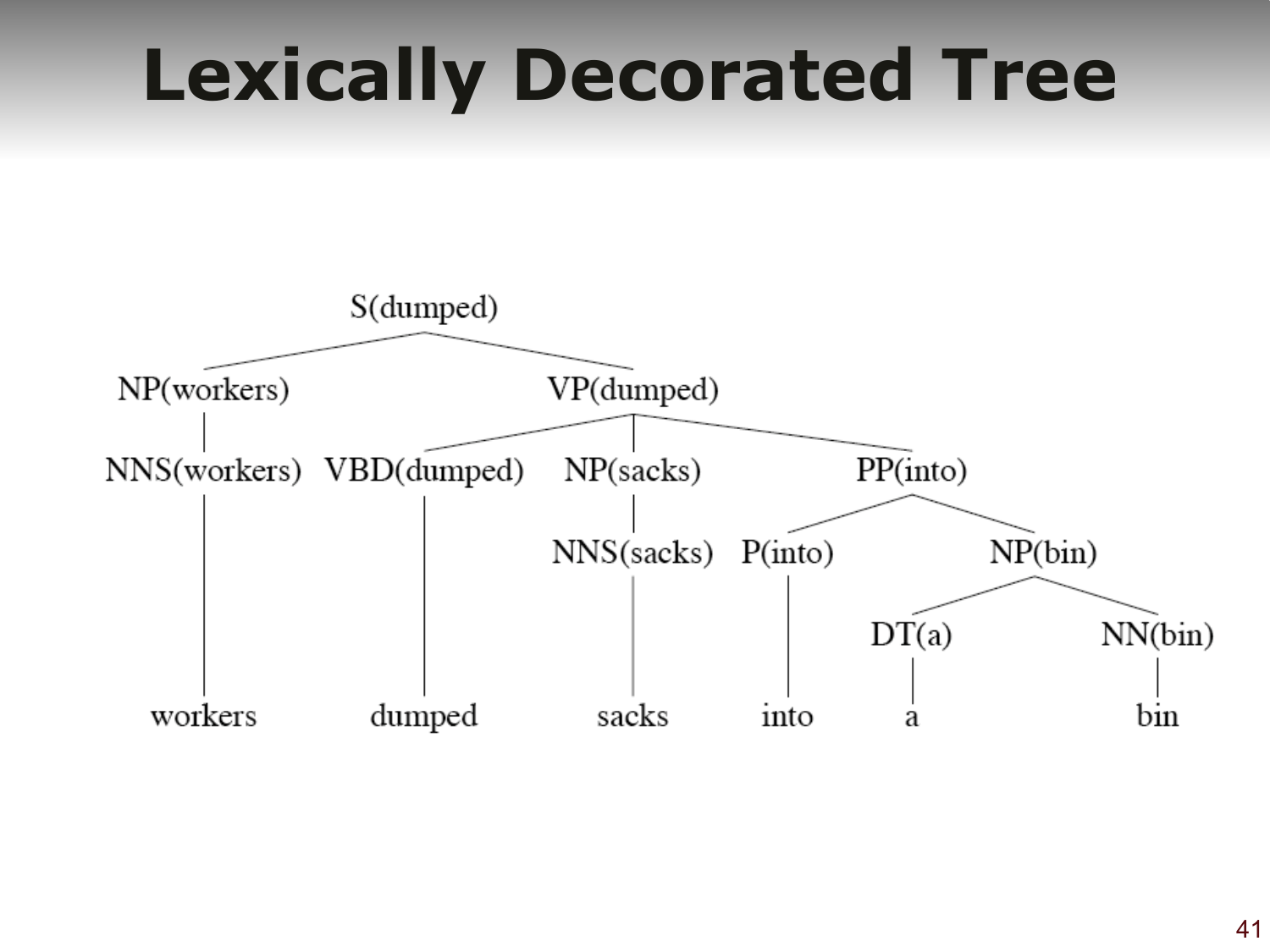# Lexically Decorated Tree

```
                    S(dumped)
          ┌─────────────┴─────────────┐
     NP(workers)                  VP(dumped)
          │              ┌────────────┼──────────────┐
   NNS(workers)    VBD(dumped)    NP(sacks)        PP(into)
          │              │            │          ┌─────┴──────┐
          │              │       NNS(sacks)   P(into)      NP(bin)
          │              │            │          │       ┌─────┴─────┐
          │              │            │          │     DT(a)       NN(bin)
          │              │            │          │       │           │
       workers        dumped        sacks      into      a          bin
```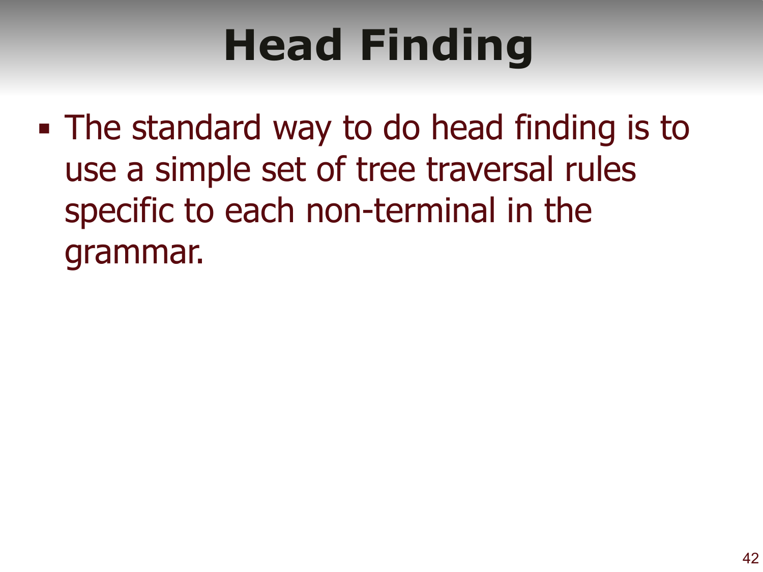# Head Finding

- The standard way to do head finding is to use a simple set of tree traversal rules specific to each non-terminal in the grammar.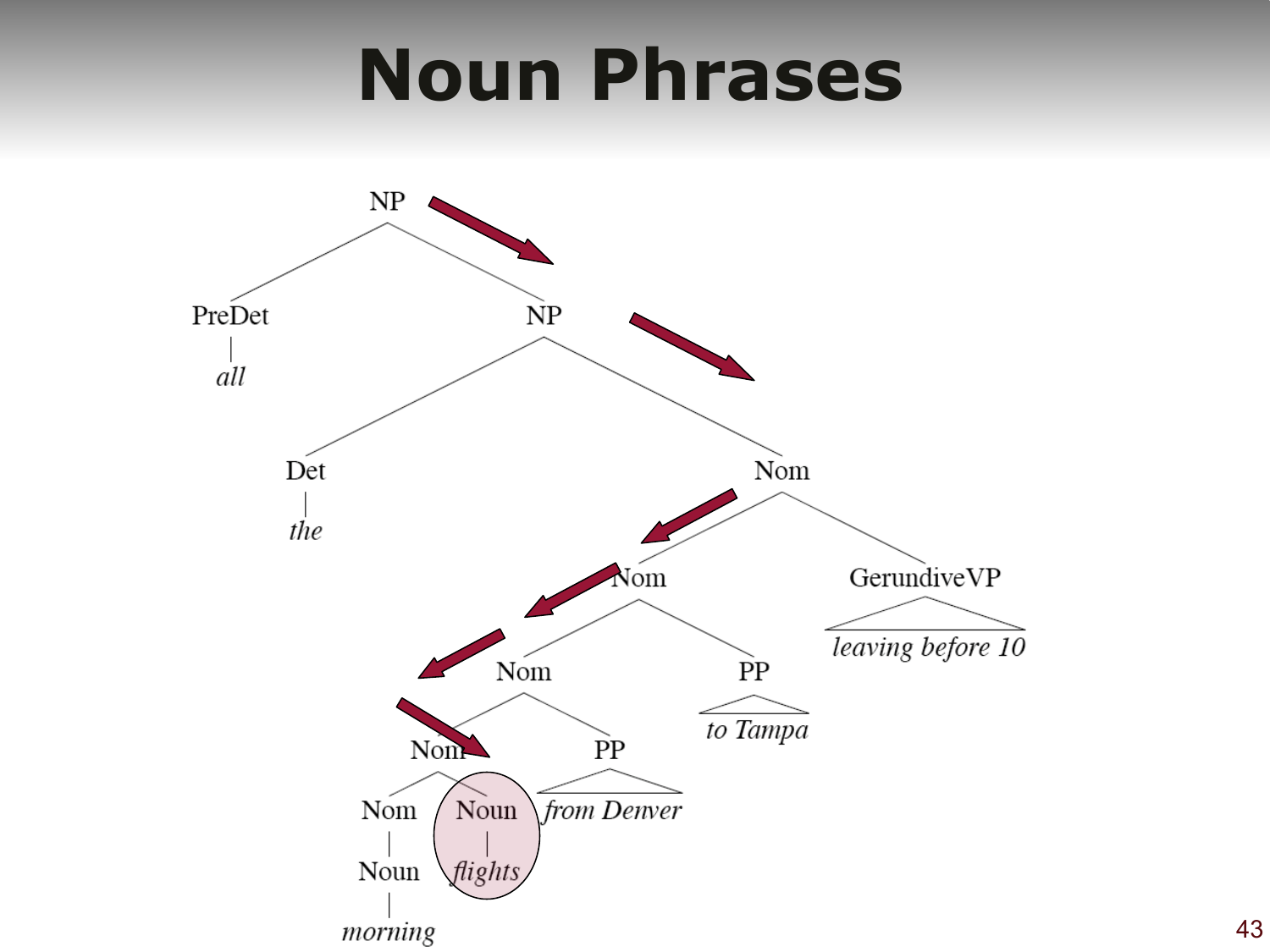# Noun Phrases

```
NP
├── PreDet
│   └── all
└── NP
    ├── Det
    │   └── the
    └── Nom
        ├── Nom
        │   ├── Nom
        │   │   ├── Nom
        │   │   │   ├── Nom
        │   │   │   │   └── Noun
        │   │   │   │       └── morning
        │   │   │   └── Noun
        │   │   │       └── flights
        │   │   └── PP
        │   │       └── from Denver
        │   └── PP
        │       └── to Tampa
        └── GerundiveVP
            └── leaving before 10
```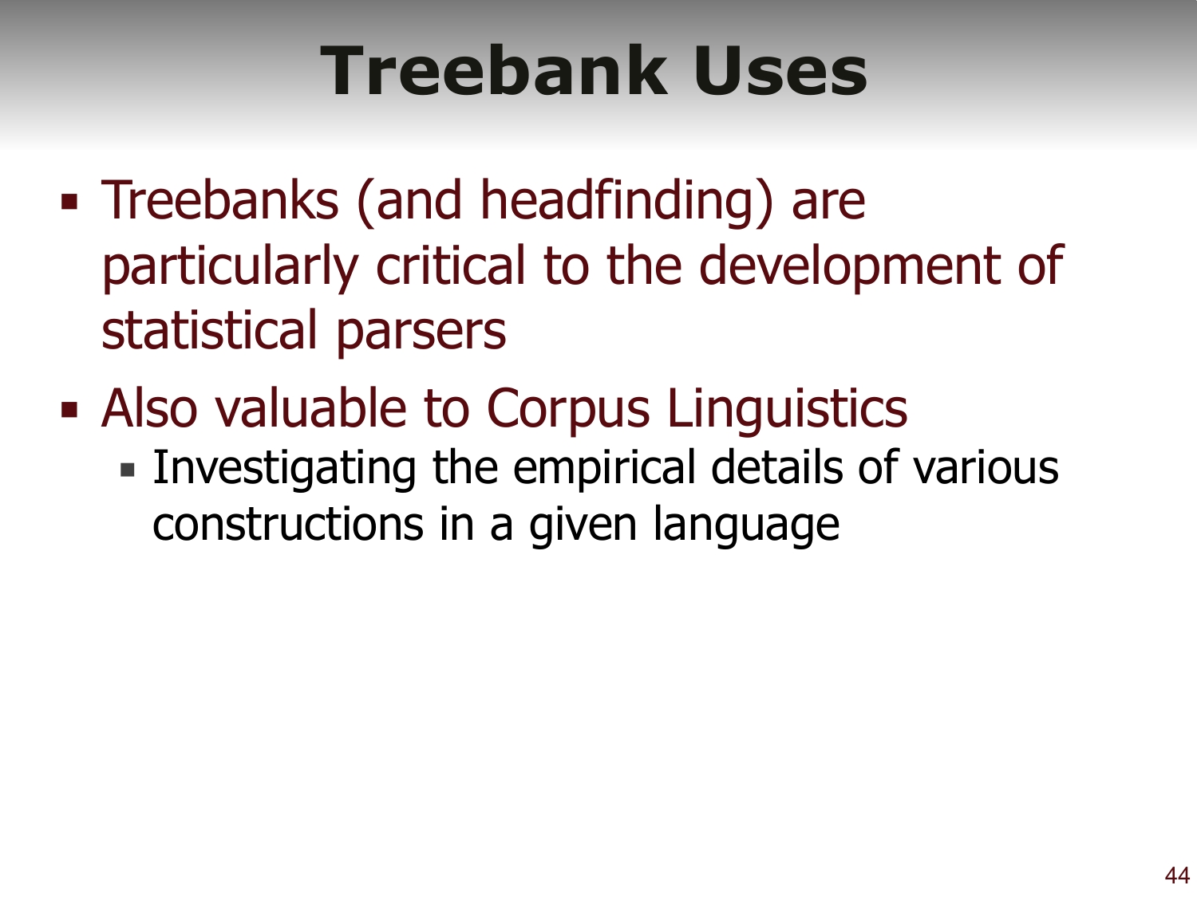# Treebank Uses

- Treebanks (and headfinding) are particularly critical to the development of statistical parsers
- Also valuable to Corpus Linguistics
  - Investigating the empirical details of various constructions in a given language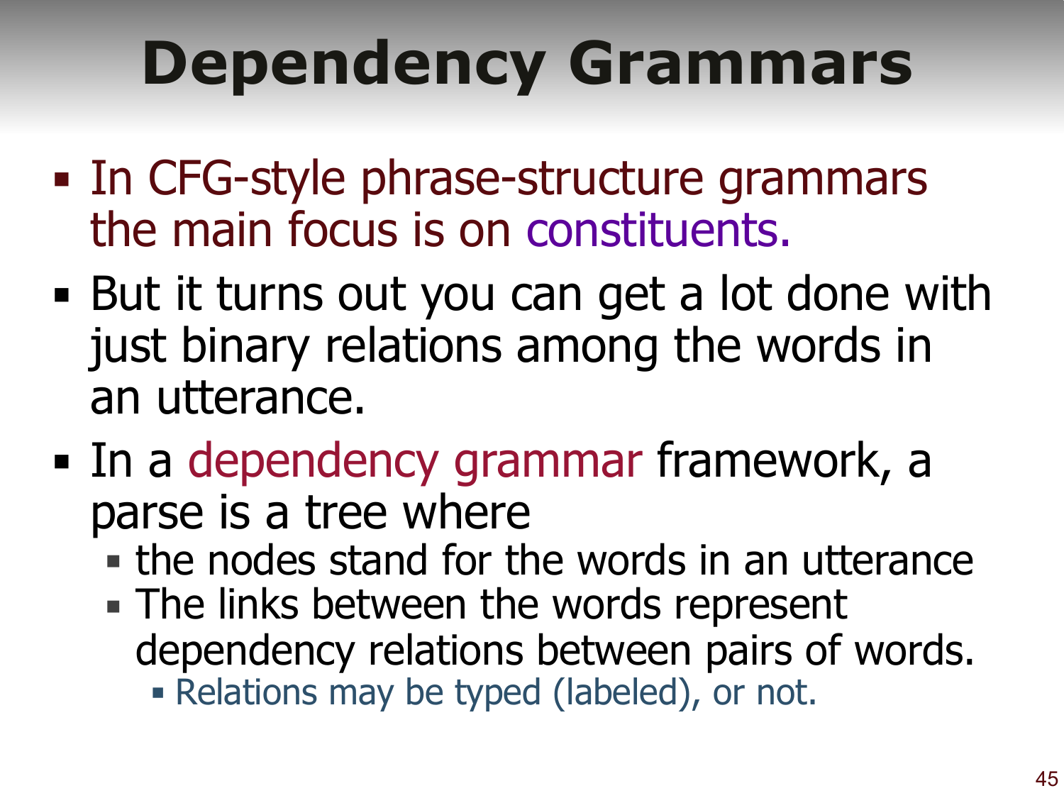# Dependency Grammars

- In CFG-style phrase-structure grammars the main focus is on constituents.
- But it turns out you can get a lot done with just binary relations among the words in an utterance.
- In a dependency grammar framework, a parse is a tree where
  - the nodes stand for the words in an utterance
  - The links between the words represent dependency relations between pairs of words.
    - Relations may be typed (labeled), or not.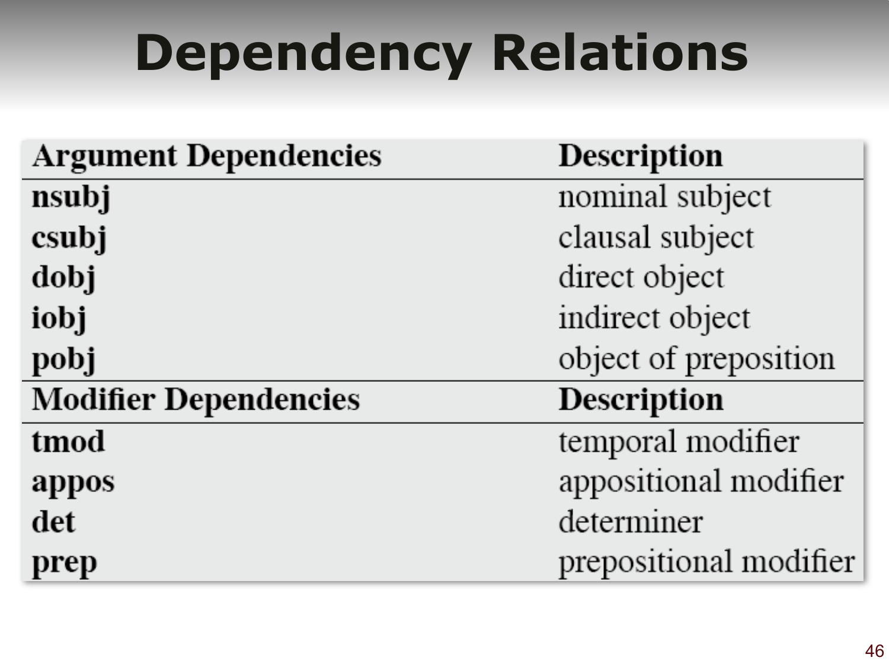# Dependency Relations

| Argument Dependencies | Description |
|---|---|
| **nsubj** | nominal subject |
| **csubj** | clausal subject |
| **dobj** | direct object |
| **iobj** | indirect object |
| **pobj** | object of preposition |
| **Modifier Dependencies** | **Description** |
| **tmod** | temporal modifier |
| **appos** | appositional modifier |
| **det** | determiner |
| **prep** | prepositional modifier |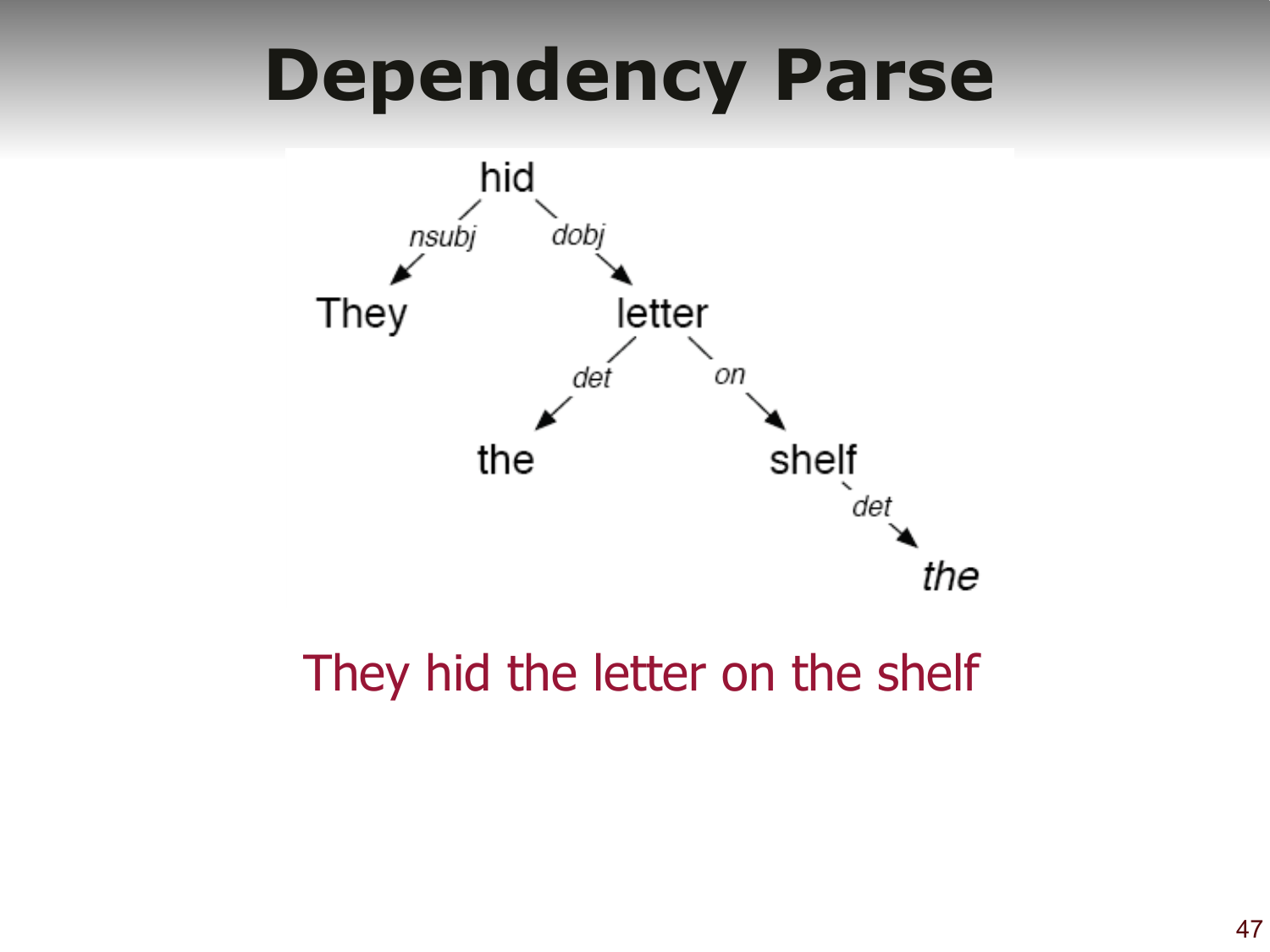# Dependency Parse

hid
- nsubj → They
- dobj → letter
  - det → the
  - on → shelf
    - det → the

They hid the letter on the shelf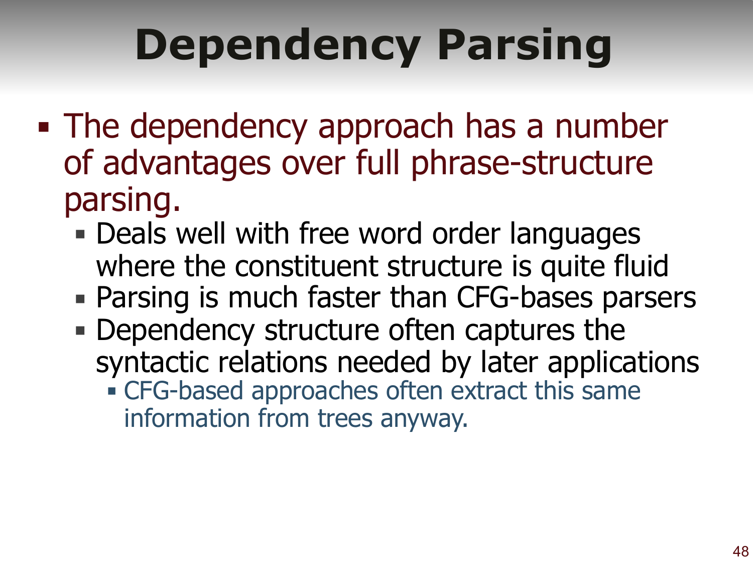# Dependency Parsing

- The dependency approach has a number of advantages over full phrase-structure parsing.
  - Deals well with free word order languages where the constituent structure is quite fluid
  - Parsing is much faster than CFG-bases parsers
  - Dependency structure often captures the syntactic relations needed by later applications
    - CFG-based approaches often extract this same information from trees anyway.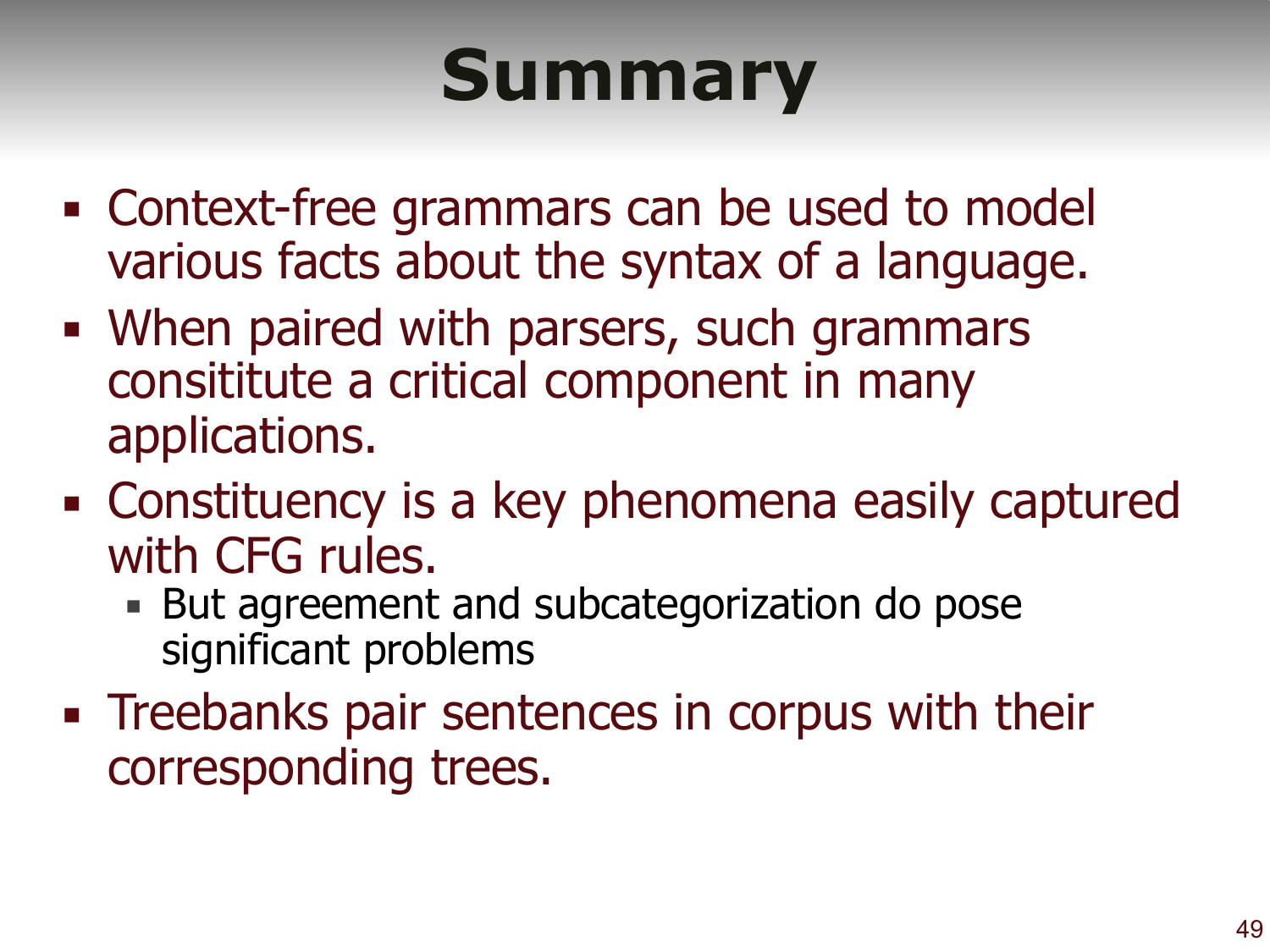# Summary

- Context-free grammars can be used to model various facts about the syntax of a language.
- When paired with parsers, such grammars consititute a critical component in many applications.
- Constituency is a key phenomena easily captured with CFG rules.
  - But agreement and subcategorization do pose significant problems
- Treebanks pair sentences in corpus with their corresponding trees.